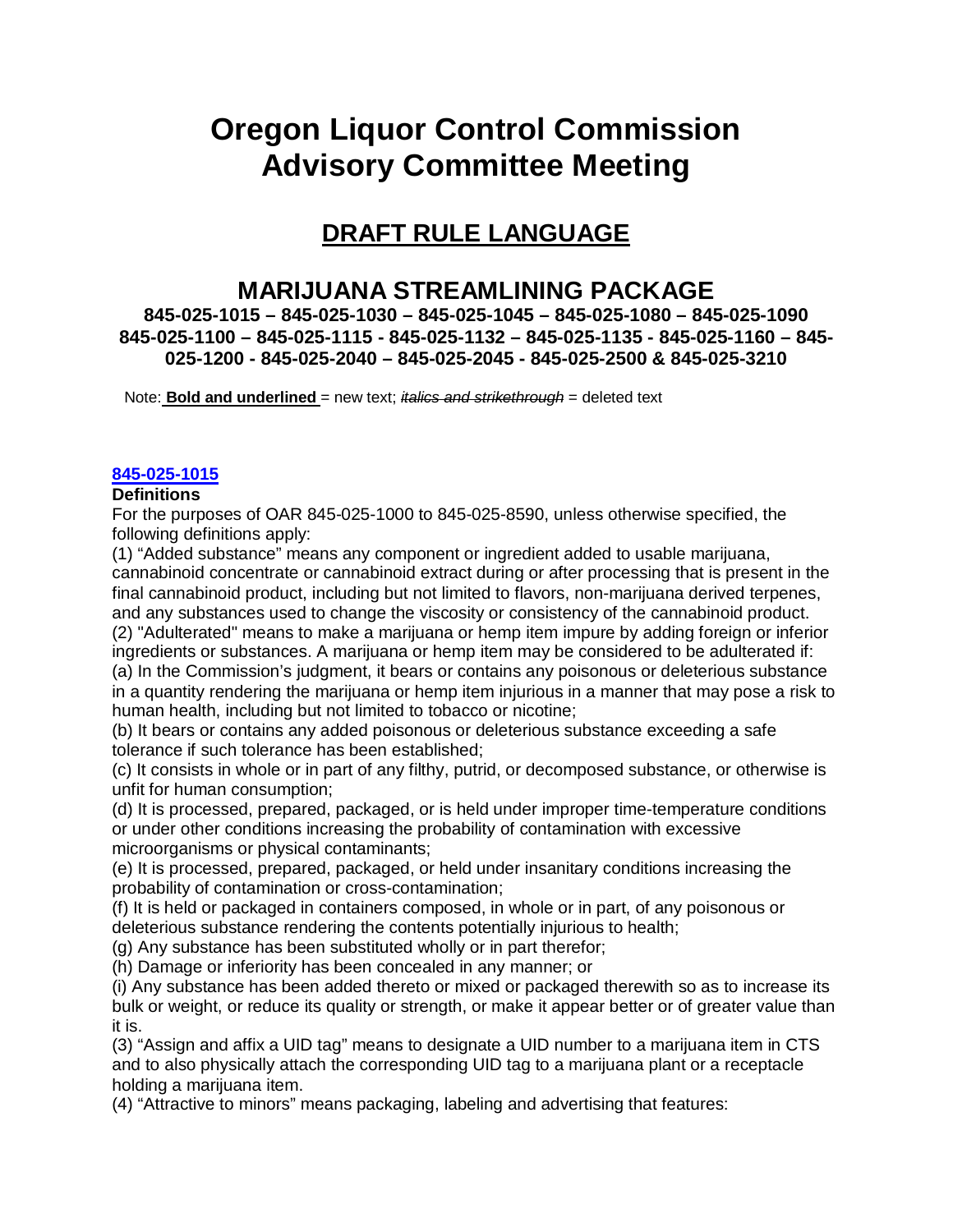# Oregon Liquor Control Commission Advisory Committee Meeting

## DRAFT RULE LANGUAGE

## MARIJUANA STREAMLINING PACKAGE

**845-025-1015 – 845-025-1030 – 845-025-1045 – 845-025-1080 – 845-025-1090 845-025-1100 – 845-025-1115 - 845-025-1132 – 845-025-1135 - 845-025-1160 – 845-025-1200 - 845-025-2040 – 845-025-2045 - 845-025-2500 & 845-025-3210**

Note: **Bold and underlined** = new text; ~~*italics and strikethrough*~~ = deleted text

**845-025-1015**

**Definitions**

For the purposes of OAR 845-025-1000 to 845-025-8590, unless otherwise specified, the following definitions apply:

(1) "Added substance" means any component or ingredient added to usable marijuana, cannabinoid concentrate or cannabinoid extract during or after processing that is present in the final cannabinoid product, including but not limited to flavors, non-marijuana derived terpenes, and any substances used to change the viscosity or consistency of the cannabinoid product.

(2) "Adulterated" means to make a marijuana or hemp item impure by adding foreign or inferior ingredients or substances. A marijuana or hemp item may be considered to be adulterated if:

(a) In the Commission's judgment, it bears or contains any poisonous or deleterious substance in a quantity rendering the marijuana or hemp item injurious in a manner that may pose a risk to human health, including but not limited to tobacco or nicotine;

(b) It bears or contains any added poisonous or deleterious substance exceeding a safe tolerance if such tolerance has been established;

(c) It consists in whole or in part of any filthy, putrid, or decomposed substance, or otherwise is unfit for human consumption;

(d) It is processed, prepared, packaged, or is held under improper time-temperature conditions or under other conditions increasing the probability of contamination with excessive microorganisms or physical contaminants;

(e) It is processed, prepared, packaged, or held under insanitary conditions increasing the probability of contamination or cross-contamination;

(f) It is held or packaged in containers composed, in whole or in part, of any poisonous or deleterious substance rendering the contents potentially injurious to health;

(g) Any substance has been substituted wholly or in part therefor;

(h) Damage or inferiority has been concealed in any manner; or

(i) Any substance has been added thereto or mixed or packaged therewith so as to increase its bulk or weight, or reduce its quality or strength, or make it appear better or of greater value than it is.

(3) "Assign and affix a UID tag" means to designate a UID number to a marijuana item in CTS and to also physically attach the corresponding UID tag to a marijuana plant or a receptacle holding a marijuana item.

(4) "Attractive to minors" means packaging, labeling and advertising that features: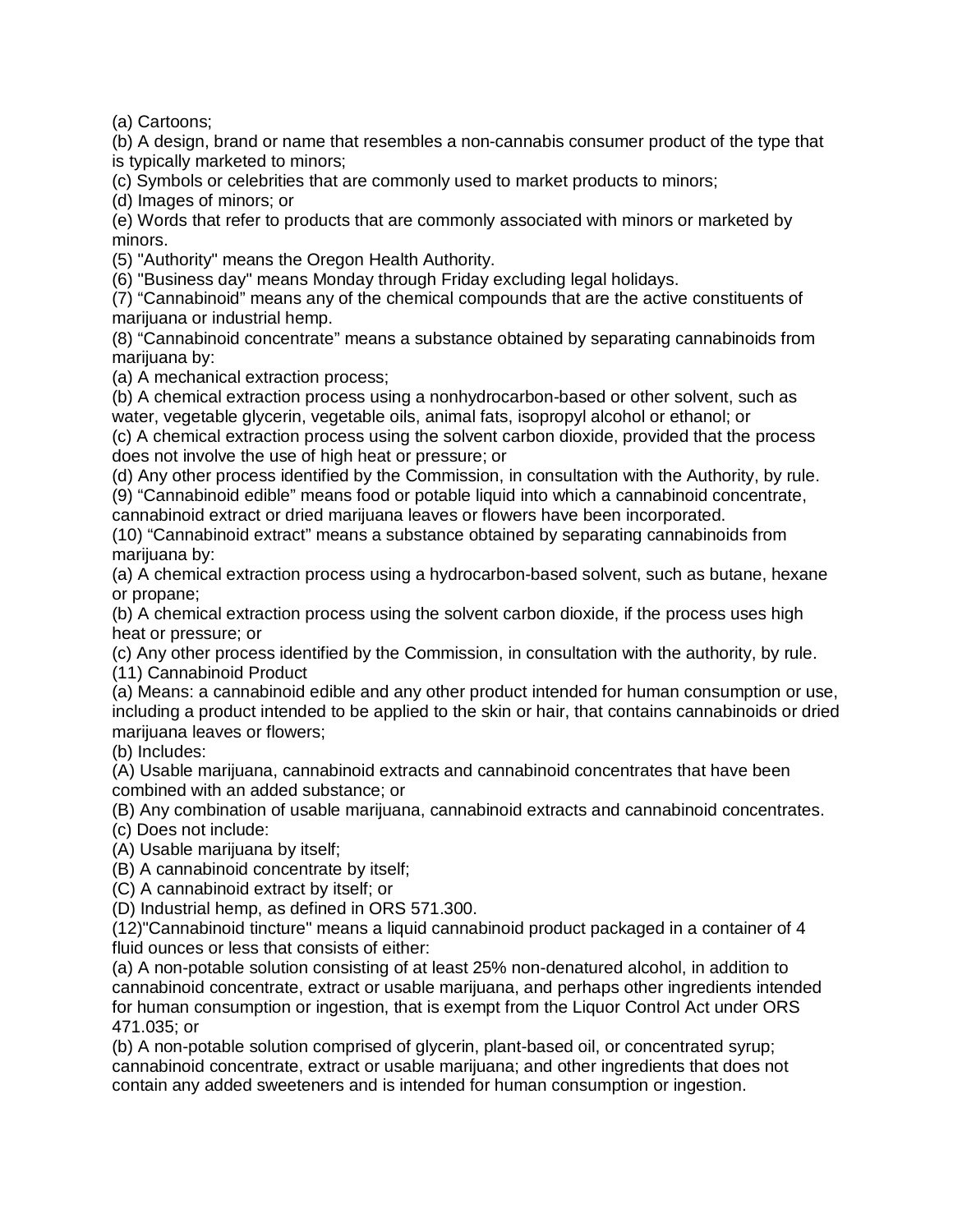(a) Cartoons;
(b) A design, brand or name that resembles a non-cannabis consumer product of the type that is typically marketed to minors;
(c) Symbols or celebrities that are commonly used to market products to minors;
(d) Images of minors; or
(e) Words that refer to products that are commonly associated with minors or marketed by minors.
(5) "Authority" means the Oregon Health Authority.
(6) "Business day" means Monday through Friday excluding legal holidays.
(7) “Cannabinoid” means any of the chemical compounds that are the active constituents of marijuana or industrial hemp.
(8) “Cannabinoid concentrate” means a substance obtained by separating cannabinoids from marijuana by:
(a) A mechanical extraction process;
(b) A chemical extraction process using a nonhydrocarbon-based or other solvent, such as water, vegetable glycerin, vegetable oils, animal fats, isopropyl alcohol or ethanol; or
(c) A chemical extraction process using the solvent carbon dioxide, provided that the process does not involve the use of high heat or pressure; or
(d) Any other process identified by the Commission, in consultation with the Authority, by rule.
(9) “Cannabinoid edible” means food or potable liquid into which a cannabinoid concentrate, cannabinoid extract or dried marijuana leaves or flowers have been incorporated.
(10) “Cannabinoid extract” means a substance obtained by separating cannabinoids from marijuana by:
(a) A chemical extraction process using a hydrocarbon-based solvent, such as butane, hexane or propane;
(b) A chemical extraction process using the solvent carbon dioxide, if the process uses high heat or pressure; or
(c) Any other process identified by the Commission, in consultation with the authority, by rule.
(11) Cannabinoid Product
(a) Means: a cannabinoid edible and any other product intended for human consumption or use, including a product intended to be applied to the skin or hair, that contains cannabinoids or dried marijuana leaves or flowers;
(b) Includes:
(A) Usable marijuana, cannabinoid extracts and cannabinoid concentrates that have been combined with an added substance; or
(B) Any combination of usable marijuana, cannabinoid extracts and cannabinoid concentrates.
(c) Does not include:
(A) Usable marijuana by itself;
(B) A cannabinoid concentrate by itself;
(C) A cannabinoid extract by itself; or
(D) Industrial hemp, as defined in ORS 571.300.
(12)"Cannabinoid tincture" means a liquid cannabinoid product packaged in a container of 4 fluid ounces or less that consists of either:
(a) A non-potable solution consisting of at least 25% non-denatured alcohol, in addition to cannabinoid concentrate, extract or usable marijuana, and perhaps other ingredients intended for human consumption or ingestion, that is exempt from the Liquor Control Act under ORS 471.035; or
(b) A non-potable solution comprised of glycerin, plant-based oil, or concentrated syrup; cannabinoid concentrate, extract or usable marijuana; and other ingredients that does not contain any added sweeteners and is intended for human consumption or ingestion.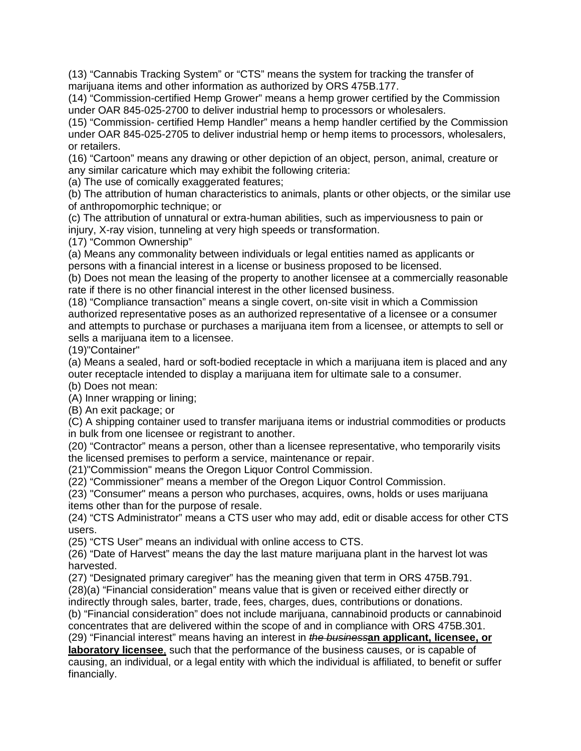(13) “Cannabis Tracking System” or “CTS” means the system for tracking the transfer of marijuana items and other information as authorized by ORS 475B.177.
(14) “Commission-certified Hemp Grower” means a hemp grower certified by the Commission under OAR 845-025-2700 to deliver industrial hemp to processors or wholesalers.
(15) “Commission- certified Hemp Handler” means a hemp handler certified by the Commission under OAR 845-025-2705 to deliver industrial hemp or hemp items to processors, wholesalers, or retailers.
(16) “Cartoon” means any drawing or other depiction of an object, person, animal, creature or any similar caricature which may exhibit the following criteria:
(a) The use of comically exaggerated features;
(b) The attribution of human characteristics to animals, plants or other objects, or the similar use of anthropomorphic technique; or
(c) The attribution of unnatural or extra-human abilities, such as imperviousness to pain or injury, X-ray vision, tunneling at very high speeds or transformation.
(17) “Common Ownership”
(a) Means any commonality between individuals or legal entities named as applicants or persons with a financial interest in a license or business proposed to be licensed.
(b) Does not mean the leasing of the property to another licensee at a commercially reasonable rate if there is no other financial interest in the other licensed business.
(18) “Compliance transaction” means a single covert, on-site visit in which a Commission authorized representative poses as an authorized representative of a licensee or a consumer and attempts to purchase or purchases a marijuana item from a licensee, or attempts to sell or sells a marijuana item to a licensee.
(19)"Container"
(a) Means a sealed, hard or soft-bodied receptacle in which a marijuana item is placed and any outer receptacle intended to display a marijuana item for ultimate sale to a consumer.
(b) Does not mean:
(A) Inner wrapping or lining;
(B) An exit package; or
(C) A shipping container used to transfer marijuana items or industrial commodities or products in bulk from one licensee or registrant to another.
(20) “Contractor” means a person, other than a licensee representative, who temporarily visits the licensed premises to perform a service, maintenance or repair.
(21)"Commission" means the Oregon Liquor Control Commission.
(22) “Commissioner” means a member of the Oregon Liquor Control Commission.
(23) "Consumer" means a person who purchases, acquires, owns, holds or uses marijuana items other than for the purpose of resale.
(24) “CTS Administrator” means a CTS user who may add, edit or disable access for other CTS users.
(25) “CTS User” means an individual with online access to CTS.
(26) “Date of Harvest” means the day the last mature marijuana plant in the harvest lot was harvested.
(27) “Designated primary caregiver” has the meaning given that term in ORS 475B.791.
(28)(a) “Financial consideration” means value that is given or received either directly or indirectly through sales, barter, trade, fees, charges, dues, contributions or donations.
(b) “Financial consideration” does not include marijuana, cannabinoid products or cannabinoid concentrates that are delivered within the scope of and in compliance with ORS 475B.301.
(29) “Financial interest” means having an interest in ~~*the business*~~**an applicant, licensee, or laboratory licensee**, such that the performance of the business causes, or is capable of causing, an individual, or a legal entity with which the individual is affiliated, to benefit or suffer financially.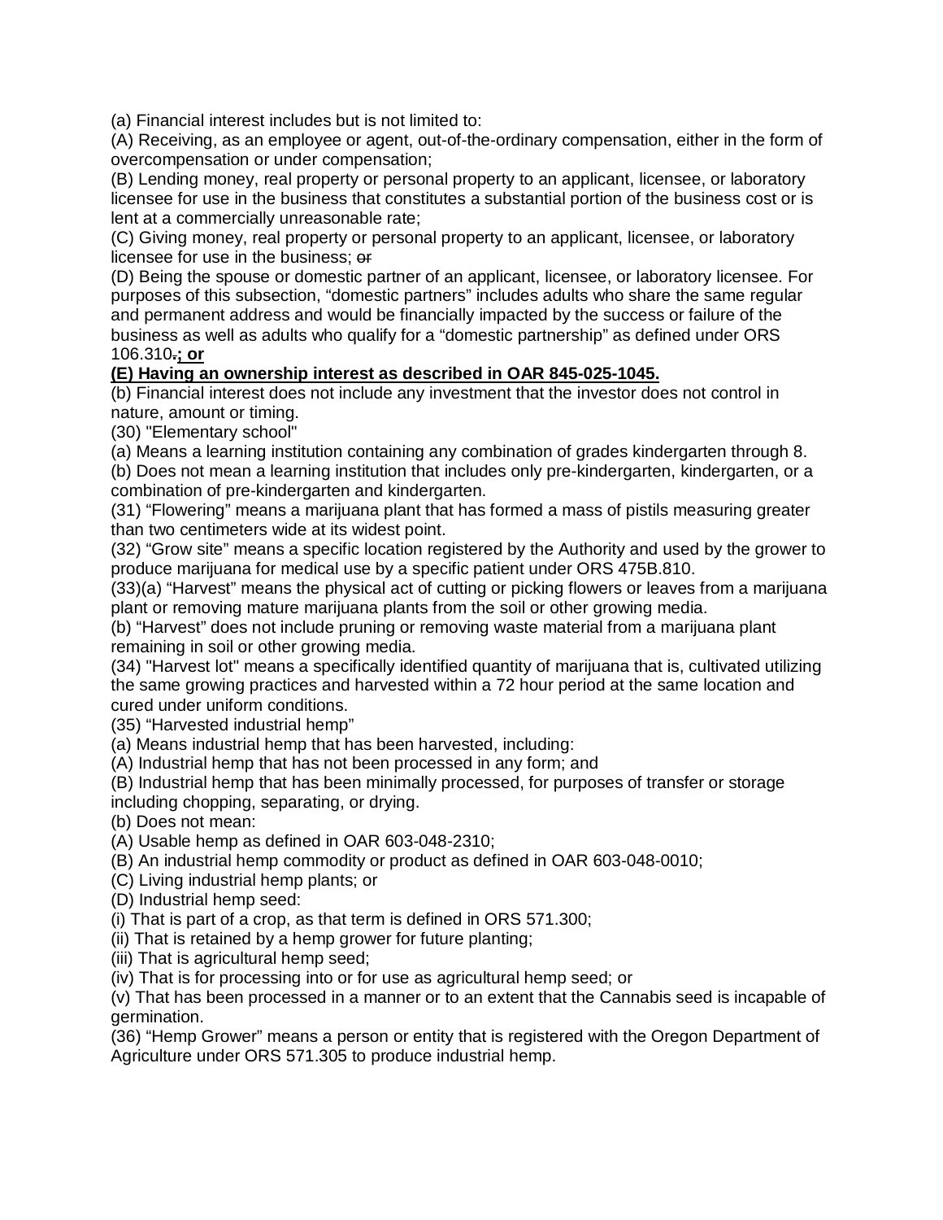(a) Financial interest includes but is not limited to:
(A) Receiving, as an employee or agent, out-of-the-ordinary compensation, either in the form of overcompensation or under compensation;
(B) Lending money, real property or personal property to an applicant, licensee, or laboratory licensee for use in the business that constitutes a substantial portion of the business cost or is lent at a commercially unreasonable rate;
(C) Giving money, real property or personal property to an applicant, licensee, or laboratory licensee for use in the business; ~~or~~
(D) Being the spouse or domestic partner of an applicant, licensee, or laboratory licensee. For purposes of this subsection, "domestic partners" includes adults who share the same regular and permanent address and would be financially impacted by the success or failure of the business as well as adults who qualify for a "domestic partnership" as defined under ORS 106.310~~.~~**<u>; or</u>**
**<u>(E) Having an ownership interest as described in OAR 845-025-1045.</u>**
(b) Financial interest does not include any investment that the investor does not control in nature, amount or timing.
(30) "Elementary school"
(a) Means a learning institution containing any combination of grades kindergarten through 8.
(b) Does not mean a learning institution that includes only pre-kindergarten, kindergarten, or a combination of pre-kindergarten and kindergarten.
(31) "Flowering" means a marijuana plant that has formed a mass of pistils measuring greater than two centimeters wide at its widest point.
(32) "Grow site" means a specific location registered by the Authority and used by the grower to produce marijuana for medical use by a specific patient under ORS 475B.810.
(33)(a) "Harvest" means the physical act of cutting or picking flowers or leaves from a marijuana plant or removing mature marijuana plants from the soil or other growing media.
(b) "Harvest" does not include pruning or removing waste material from a marijuana plant remaining in soil or other growing media.
(34) "Harvest lot" means a specifically identified quantity of marijuana that is, cultivated utilizing the same growing practices and harvested within a 72 hour period at the same location and cured under uniform conditions.
(35) "Harvested industrial hemp"
(a) Means industrial hemp that has been harvested, including:
(A) Industrial hemp that has not been processed in any form; and
(B) Industrial hemp that has been minimally processed, for purposes of transfer or storage including chopping, separating, or drying.
(b) Does not mean:
(A) Usable hemp as defined in OAR 603-048-2310;
(B) An industrial hemp commodity or product as defined in OAR 603-048-0010;
(C) Living industrial hemp plants; or
(D) Industrial hemp seed:
(i) That is part of a crop, as that term is defined in ORS 571.300;
(ii) That is retained by a hemp grower for future planting;
(iii) That is agricultural hemp seed;
(iv) That is for processing into or for use as agricultural hemp seed; or
(v) That has been processed in a manner or to an extent that the Cannabis seed is incapable of germination.
(36) "Hemp Grower" means a person or entity that is registered with the Oregon Department of Agriculture under ORS 571.305 to produce industrial hemp.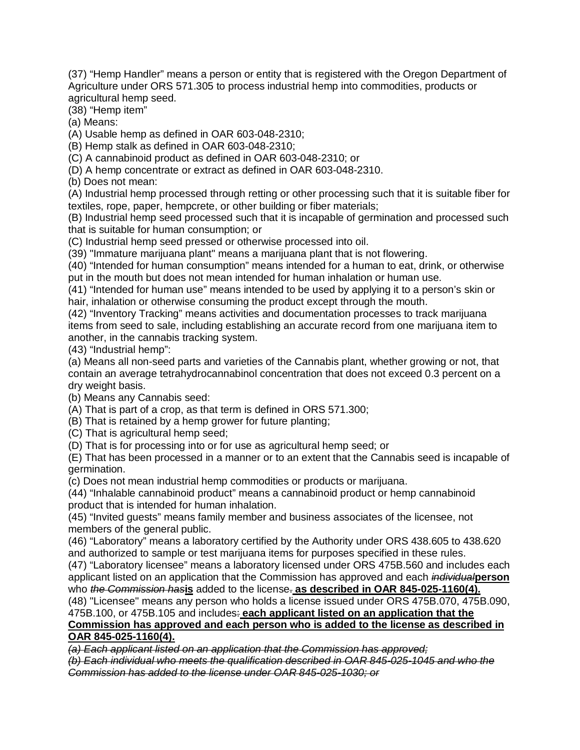(37) “Hemp Handler” means a person or entity that is registered with the Oregon Department of Agriculture under ORS 571.305 to process industrial hemp into commodities, products or agricultural hemp seed.

(38) “Hemp item”

(a) Means:

(A) Usable hemp as defined in OAR 603-048-2310;

(B) Hemp stalk as defined in OAR 603-048-2310;

(C) A cannabinoid product as defined in OAR 603-048-2310; or

(D) A hemp concentrate or extract as defined in OAR 603-048-2310.

(b) Does not mean:

(A) Industrial hemp processed through retting or other processing such that it is suitable fiber for textiles, rope, paper, hempcrete, or other building or fiber materials;

(B) Industrial hemp seed processed such that it is incapable of germination and processed such that is suitable for human consumption; or

(C) Industrial hemp seed pressed or otherwise processed into oil.

(39) "Immature marijuana plant" means a marijuana plant that is not flowering.

(40) “Intended for human consumption” means intended for a human to eat, drink, or otherwise put in the mouth but does not mean intended for human inhalation or human use.

(41) “Intended for human use” means intended to be used by applying it to a person’s skin or hair, inhalation or otherwise consuming the product except through the mouth.

(42) “Inventory Tracking” means activities and documentation processes to track marijuana items from seed to sale, including establishing an accurate record from one marijuana item to another, in the cannabis tracking system.

(43) “Industrial hemp”:

(a) Means all non-seed parts and varieties of the Cannabis plant, whether growing or not, that contain an average tetrahydrocannabinol concentration that does not exceed 0.3 percent on a dry weight basis.

(b) Means any Cannabis seed:

(A) That is part of a crop, as that term is defined in ORS 571.300;

(B) That is retained by a hemp grower for future planting;

(C) That is agricultural hemp seed;

(D) That is for processing into or for use as agricultural hemp seed; or

(E) That has been processed in a manner or to an extent that the Cannabis seed is incapable of germination.

(c) Does not mean industrial hemp commodities or products or marijuana.

(44) “Inhalable cannabinoid product” means a cannabinoid product or hemp cannabinoid product that is intended for human inhalation.

(45) “Invited guests” means family member and business associates of the licensee, not members of the general public.

(46) “Laboratory” means a laboratory certified by the Authority under ORS 438.605 to 438.620 and authorized to sample or test marijuana items for purposes specified in these rules.

(47) “Laboratory licensee” means a laboratory licensed under ORS 475B.560 and includes each applicant listed on an application that the Commission has approved and each ~~*individual*~~**person** who ~~*the Commission has*~~**is** added to the license~~.~~ **as described in OAR 845-025-1160(4).**

(48) "Licensee" means any person who holds a license issued under ORS 475B.070, 475B.090, 475B.100, or 475B.105 and includes~~:~~ **each applicant listed on an application that the Commission has approved and each person who is added to the license as described in OAR 845-025-1160(4).**

~~*(a) Each applicant listed on an application that the Commission has approved;*~~

~~*(b) Each individual who meets the qualification described in OAR 845-025-1045 and who the Commission has added to the license under OAR 845-025-1030; or*~~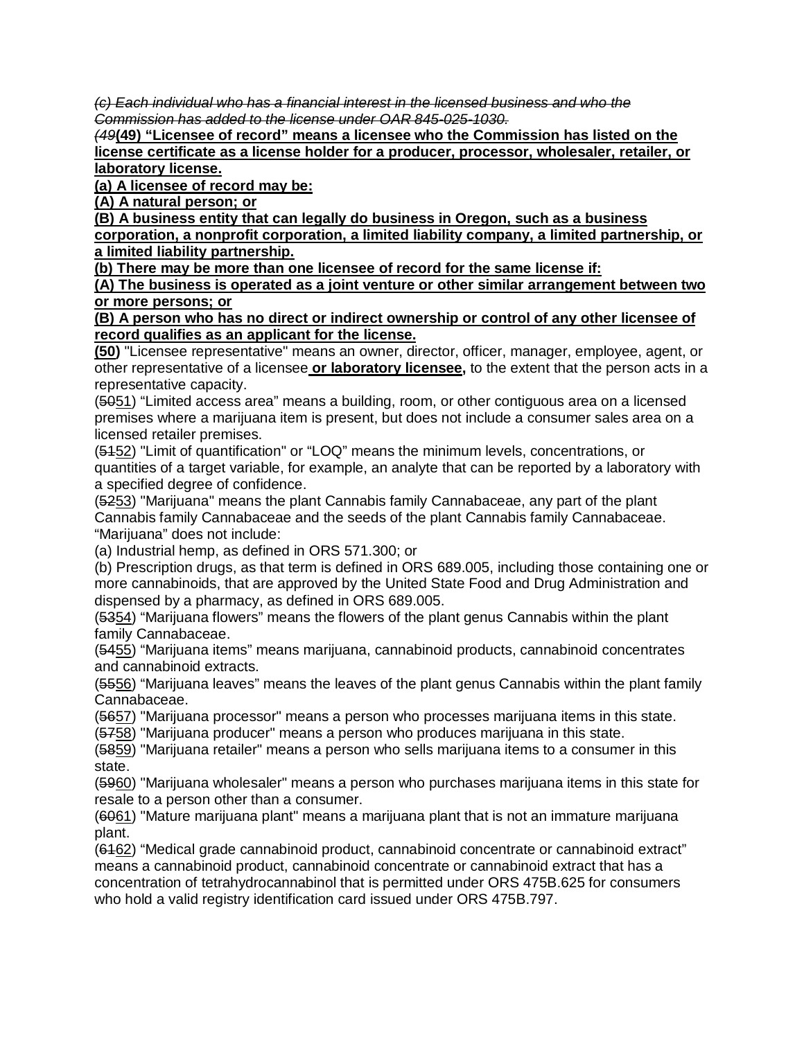*(c) Each individual who has a financial interest in the licensed business and who the Commission has added to the license under OAR 845-025-1030.*

*(49***(49) "Licensee of record" means a licensee who the Commission has listed on the license certificate as a license holder for a producer, processor, wholesaler, retailer, or laboratory license.**

**(a) A licensee of record may be:**

**(A) A natural person; or**

**(B) A business entity that can legally do business in Oregon, such as a business corporation, a nonprofit corporation, a limited liability company, a limited partnership, or a limited liability partnership.**

**(b) There may be more than one licensee of record for the same license if:**

**(A) The business is operated as a joint venture or other similar arrangement between two or more persons; or**

**(B) A person who has no direct or indirect ownership or control of any other licensee of record qualifies as an applicant for the license.**

**(50)** "Licensee representative" means an owner, director, officer, manager, employee, agent, or other representative of a licensee **or laboratory licensee,** to the extent that the person acts in a representative capacity.

(5051) "Limited access area" means a building, room, or other contiguous area on a licensed premises where a marijuana item is present, but does not include a consumer sales area on a licensed retailer premises.

(5152) "Limit of quantification" or "LOQ" means the minimum levels, concentrations, or quantities of a target variable, for example, an analyte that can be reported by a laboratory with a specified degree of confidence.

(5253) "Marijuana" means the plant Cannabis family Cannabaceae, any part of the plant Cannabis family Cannabaceae and the seeds of the plant Cannabis family Cannabaceae. "Marijuana" does not include:

(a) Industrial hemp, as defined in ORS 571.300; or

(b) Prescription drugs, as that term is defined in ORS 689.005, including those containing one or more cannabinoids, that are approved by the United State Food and Drug Administration and dispensed by a pharmacy, as defined in ORS 689.005.

(5354) "Marijuana flowers" means the flowers of the plant genus Cannabis within the plant family Cannabaceae.

(5455) "Marijuana items" means marijuana, cannabinoid products, cannabinoid concentrates and cannabinoid extracts.

(5556) "Marijuana leaves" means the leaves of the plant genus Cannabis within the plant family Cannabaceae.

(5657) "Marijuana processor" means a person who processes marijuana items in this state.

(5758) "Marijuana producer" means a person who produces marijuana in this state.

(5859) "Marijuana retailer" means a person who sells marijuana items to a consumer in this state.

(5960) "Marijuana wholesaler" means a person who purchases marijuana items in this state for resale to a person other than a consumer.

(6061) "Mature marijuana plant" means a marijuana plant that is not an immature marijuana plant.

(6162) "Medical grade cannabinoid product, cannabinoid concentrate or cannabinoid extract" means a cannabinoid product, cannabinoid concentrate or cannabinoid extract that has a concentration of tetrahydrocannabinol that is permitted under ORS 475B.625 for consumers who hold a valid registry identification card issued under ORS 475B.797.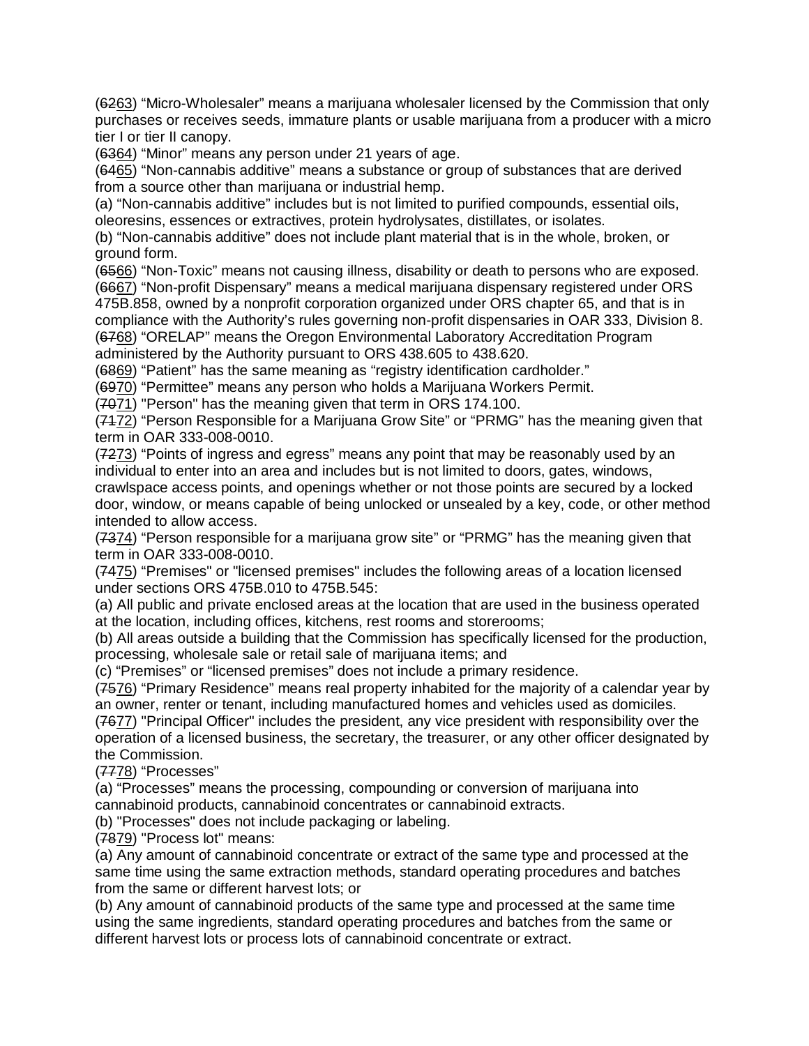(~~62~~63) "Micro-Wholesaler" means a marijuana wholesaler licensed by the Commission that only purchases or receives seeds, immature plants or usable marijuana from a producer with a micro tier I or tier II canopy.
(~~63~~64) "Minor" means any person under 21 years of age.
(~~64~~65) "Non-cannabis additive" means a substance or group of substances that are derived from a source other than marijuana or industrial hemp.
(a) "Non-cannabis additive" includes but is not limited to purified compounds, essential oils, oleoresins, essences or extractives, protein hydrolysates, distillates, or isolates.
(b) "Non-cannabis additive" does not include plant material that is in the whole, broken, or ground form.
(~~65~~66) "Non-Toxic" means not causing illness, disability or death to persons who are exposed.
(~~66~~67) "Non-profit Dispensary" means a medical marijuana dispensary registered under ORS 475B.858, owned by a nonprofit corporation organized under ORS chapter 65, and that is in compliance with the Authority's rules governing non-profit dispensaries in OAR 333, Division 8.
(~~67~~68) "ORELAP" means the Oregon Environmental Laboratory Accreditation Program administered by the Authority pursuant to ORS 438.605 to 438.620.
(~~68~~69) "Patient" has the same meaning as "registry identification cardholder."
(~~69~~70) "Permittee" means any person who holds a Marijuana Workers Permit.
(~~70~~71) "Person" has the meaning given that term in ORS 174.100.
(~~71~~72) "Person Responsible for a Marijuana Grow Site" or "PRMG" has the meaning given that term in OAR 333-008-0010.
(~~72~~73) "Points of ingress and egress" means any point that may be reasonably used by an individual to enter into an area and includes but is not limited to doors, gates, windows, crawlspace access points, and openings whether or not those points are secured by a locked door, window, or means capable of being unlocked or unsealed by a key, code, or other method intended to allow access.
(~~73~~74) "Person responsible for a marijuana grow site" or "PRMG" has the meaning given that term in OAR 333-008-0010.
(~~74~~75) "Premises" or "licensed premises" includes the following areas of a location licensed under sections ORS 475B.010 to 475B.545:
(a) All public and private enclosed areas at the location that are used in the business operated at the location, including offices, kitchens, rest rooms and storerooms;
(b) All areas outside a building that the Commission has specifically licensed for the production, processing, wholesale sale or retail sale of marijuana items; and
(c) "Premises" or "licensed premises" does not include a primary residence.
(~~75~~76) "Primary Residence" means real property inhabited for the majority of a calendar year by an owner, renter or tenant, including manufactured homes and vehicles used as domiciles.
(~~76~~77) "Principal Officer" includes the president, any vice president with responsibility over the operation of a licensed business, the secretary, the treasurer, or any other officer designated by the Commission.
(~~77~~78) "Processes"
(a) "Processes" means the processing, compounding or conversion of marijuana into cannabinoid products, cannabinoid concentrates or cannabinoid extracts.
(b) "Processes" does not include packaging or labeling.
(~~78~~79) "Process lot" means:
(a) Any amount of cannabinoid concentrate or extract of the same type and processed at the same time using the same extraction methods, standard operating procedures and batches from the same or different harvest lots; or
(b) Any amount of cannabinoid products of the same type and processed at the same time using the same ingredients, standard operating procedures and batches from the same or different harvest lots or process lots of cannabinoid concentrate or extract.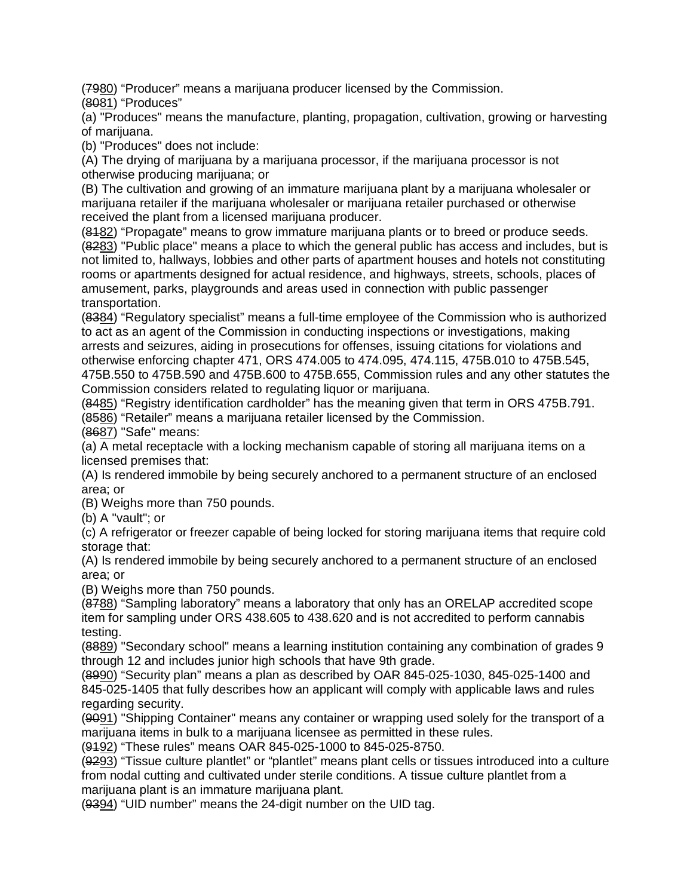(~~79~~80) "Producer" means a marijuana producer licensed by the Commission.
(~~80~~81) "Produces"
(a) "Produces" means the manufacture, planting, propagation, cultivation, growing or harvesting of marijuana.
(b) "Produces" does not include:
(A) The drying of marijuana by a marijuana processor, if the marijuana processor is not otherwise producing marijuana; or
(B) The cultivation and growing of an immature marijuana plant by a marijuana wholesaler or marijuana retailer if the marijuana wholesaler or marijuana retailer purchased or otherwise received the plant from a licensed marijuana producer.
(~~81~~82) "Propagate" means to grow immature marijuana plants or to breed or produce seeds.
(~~82~~83) "Public place" means a place to which the general public has access and includes, but is not limited to, hallways, lobbies and other parts of apartment houses and hotels not constituting rooms or apartments designed for actual residence, and highways, streets, schools, places of amusement, parks, playgrounds and areas used in connection with public passenger transportation.
(~~83~~84) "Regulatory specialist" means a full-time employee of the Commission who is authorized to act as an agent of the Commission in conducting inspections or investigations, making arrests and seizures, aiding in prosecutions for offenses, issuing citations for violations and otherwise enforcing chapter 471, ORS 474.005 to 474.095, 474.115, 475B.010 to 475B.545, 475B.550 to 475B.590 and 475B.600 to 475B.655, Commission rules and any other statutes the Commission considers related to regulating liquor or marijuana.
(~~84~~85) "Registry identification cardholder" has the meaning given that term in ORS 475B.791.
(~~85~~86) "Retailer" means a marijuana retailer licensed by the Commission.
(~~86~~87) "Safe" means:
(a) A metal receptacle with a locking mechanism capable of storing all marijuana items on a licensed premises that:
(A) Is rendered immobile by being securely anchored to a permanent structure of an enclosed area; or
(B) Weighs more than 750 pounds.
(b) A "vault"; or
(c) A refrigerator or freezer capable of being locked for storing marijuana items that require cold storage that:
(A) Is rendered immobile by being securely anchored to a permanent structure of an enclosed area; or
(B) Weighs more than 750 pounds.
(~~87~~88) "Sampling laboratory" means a laboratory that only has an ORELAP accredited scope item for sampling under ORS 438.605 to 438.620 and is not accredited to perform cannabis testing.
(~~88~~89) "Secondary school" means a learning institution containing any combination of grades 9 through 12 and includes junior high schools that have 9th grade.
(~~89~~90) "Security plan" means a plan as described by OAR 845-025-1030, 845-025-1400 and 845-025-1405 that fully describes how an applicant will comply with applicable laws and rules regarding security.
(~~90~~91) "Shipping Container" means any container or wrapping used solely for the transport of a marijuana items in bulk to a marijuana licensee as permitted in these rules.
(~~91~~92) "These rules" means OAR 845-025-1000 to 845-025-8750.
(~~92~~93) "Tissue culture plantlet" or "plantlet" means plant cells or tissues introduced into a culture from nodal cutting and cultivated under sterile conditions. A tissue culture plantlet from a marijuana plant is an immature marijuana plant.
(~~93~~94) "UID number" means the 24-digit number on the UID tag.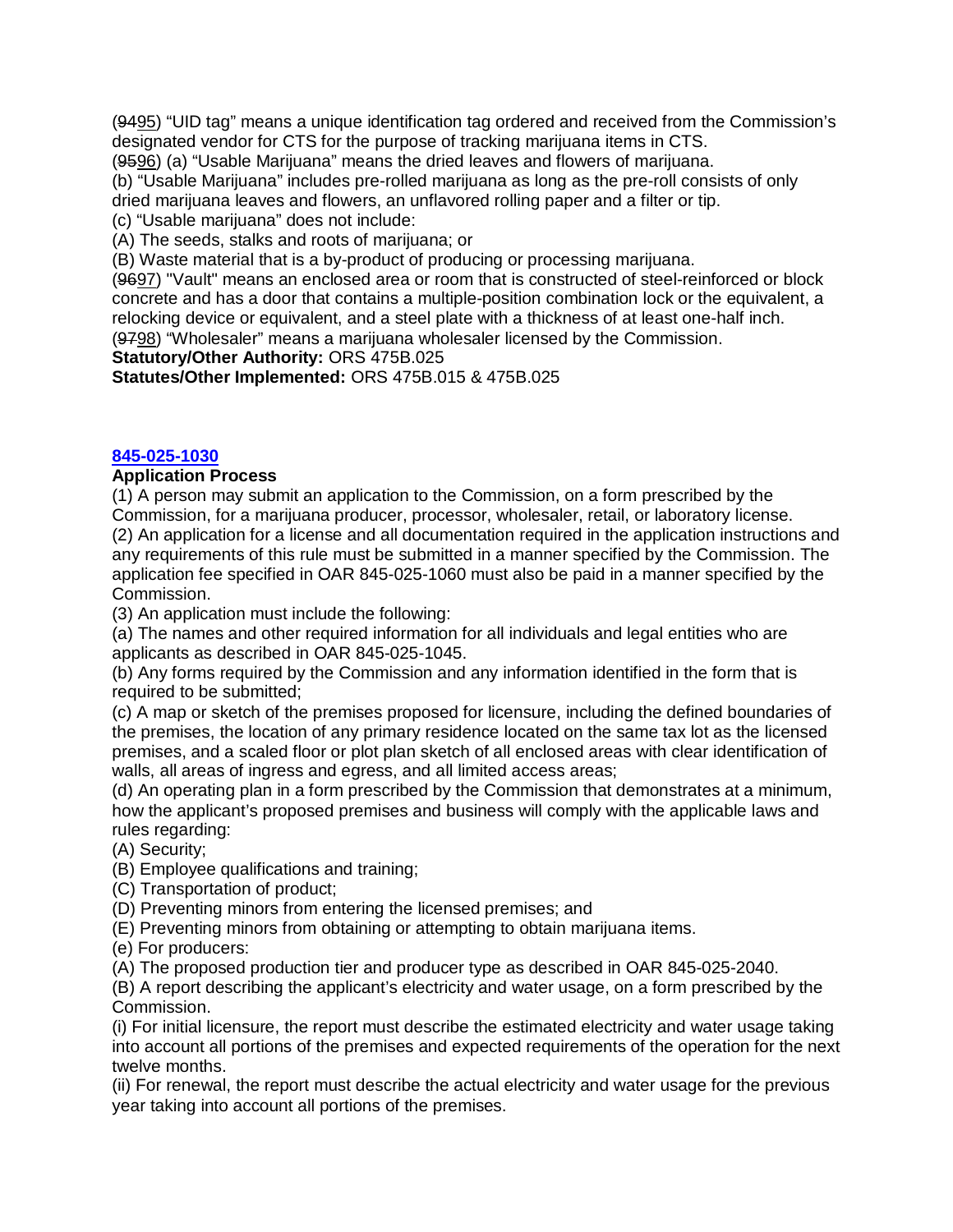(~~94~~95) "UID tag" means a unique identification tag ordered and received from the Commission's designated vendor for CTS for the purpose of tracking marijuana items in CTS.

(~~95~~96) (a) "Usable Marijuana" means the dried leaves and flowers of marijuana.

(b) "Usable Marijuana" includes pre-rolled marijuana as long as the pre-roll consists of only dried marijuana leaves and flowers, an unflavored rolling paper and a filter or tip.

(c) "Usable marijuana" does not include:

(A) The seeds, stalks and roots of marijuana; or

(B) Waste material that is a by-product of producing or processing marijuana.

(~~96~~97) "Vault" means an enclosed area or room that is constructed of steel-reinforced or block concrete and has a door that contains a multiple-position combination lock or the equivalent, a relocking device or equivalent, and a steel plate with a thickness of at least one-half inch.

(~~97~~98) "Wholesaler" means a marijuana wholesaler licensed by the Commission.

**Statutory/Other Authority:** ORS 475B.025

**Statutes/Other Implemented:** ORS 475B.015 & 475B.025

**845-025-1030**

**Application Process**

(1) A person may submit an application to the Commission, on a form prescribed by the Commission, for a marijuana producer, processor, wholesaler, retail, or laboratory license.

(2) An application for a license and all documentation required in the application instructions and any requirements of this rule must be submitted in a manner specified by the Commission. The application fee specified in OAR 845-025-1060 must also be paid in a manner specified by the Commission.

(3) An application must include the following:

(a) The names and other required information for all individuals and legal entities who are applicants as described in OAR 845-025-1045.

(b) Any forms required by the Commission and any information identified in the form that is required to be submitted;

(c) A map or sketch of the premises proposed for licensure, including the defined boundaries of the premises, the location of any primary residence located on the same tax lot as the licensed premises, and a scaled floor or plot plan sketch of all enclosed areas with clear identification of walls, all areas of ingress and egress, and all limited access areas;

(d) An operating plan in a form prescribed by the Commission that demonstrates at a minimum, how the applicant's proposed premises and business will comply with the applicable laws and rules regarding:

(A) Security;

(B) Employee qualifications and training;

(C) Transportation of product;

(D) Preventing minors from entering the licensed premises; and

(E) Preventing minors from obtaining or attempting to obtain marijuana items.

(e) For producers:

(A) The proposed production tier and producer type as described in OAR 845-025-2040.

(B) A report describing the applicant's electricity and water usage, on a form prescribed by the Commission.

(i) For initial licensure, the report must describe the estimated electricity and water usage taking into account all portions of the premises and expected requirements of the operation for the next twelve months.

(ii) For renewal, the report must describe the actual electricity and water usage for the previous year taking into account all portions of the premises.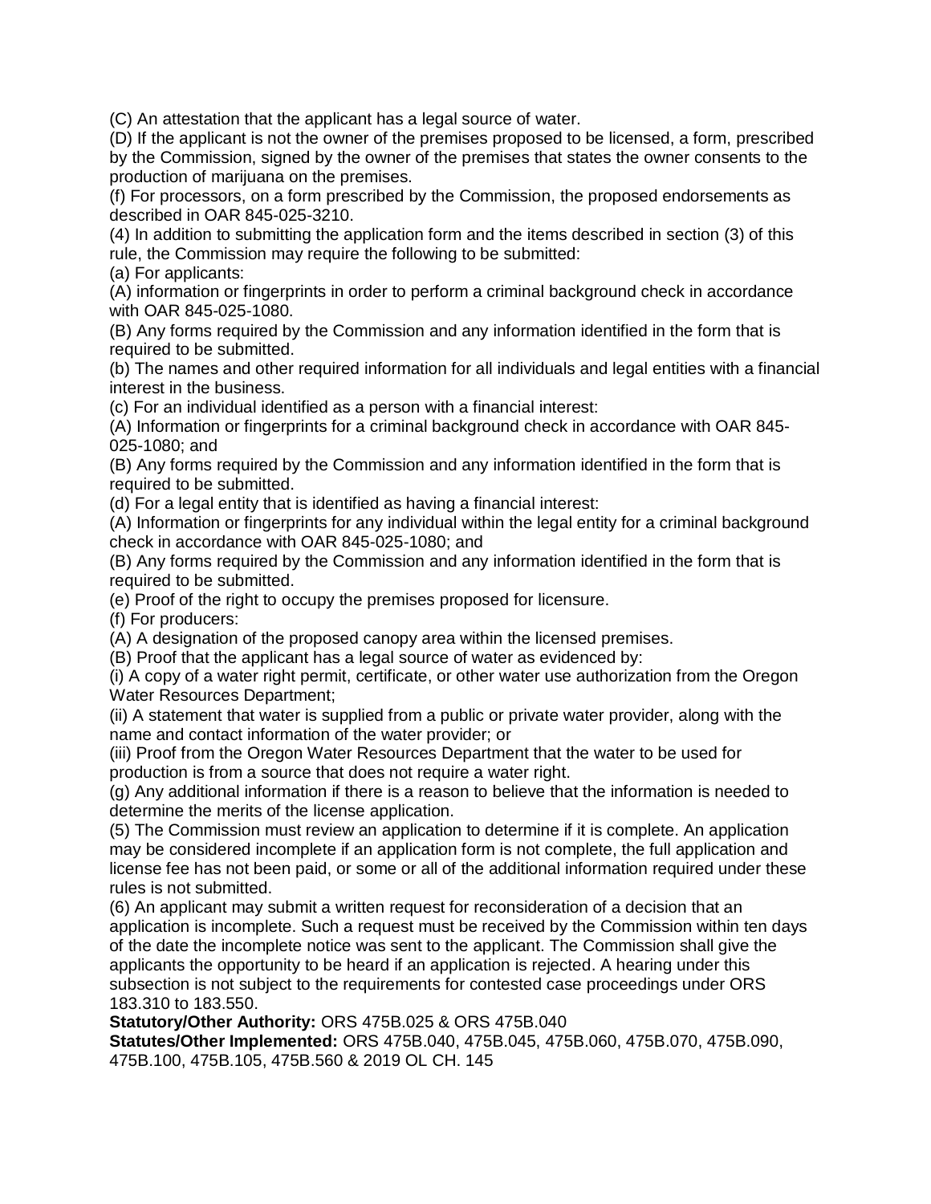(C) An attestation that the applicant has a legal source of water.

(D) If the applicant is not the owner of the premises proposed to be licensed, a form, prescribed by the Commission, signed by the owner of the premises that states the owner consents to the production of marijuana on the premises.

(f) For processors, on a form prescribed by the Commission, the proposed endorsements as described in OAR 845-025-3210.

(4) In addition to submitting the application form and the items described in section (3) of this rule, the Commission may require the following to be submitted:

(a) For applicants:

(A) information or fingerprints in order to perform a criminal background check in accordance with OAR 845-025-1080.

(B) Any forms required by the Commission and any information identified in the form that is required to be submitted.

(b) The names and other required information for all individuals and legal entities with a financial interest in the business.

(c) For an individual identified as a person with a financial interest:

(A) Information or fingerprints for a criminal background check in accordance with OAR 845-025-1080; and

(B) Any forms required by the Commission and any information identified in the form that is required to be submitted.

(d) For a legal entity that is identified as having a financial interest:

(A) Information or fingerprints for any individual within the legal entity for a criminal background check in accordance with OAR 845-025-1080; and

(B) Any forms required by the Commission and any information identified in the form that is required to be submitted.

(e) Proof of the right to occupy the premises proposed for licensure.

(f) For producers:

(A) A designation of the proposed canopy area within the licensed premises.

(B) Proof that the applicant has a legal source of water as evidenced by:

(i) A copy of a water right permit, certificate, or other water use authorization from the Oregon Water Resources Department;

(ii) A statement that water is supplied from a public or private water provider, along with the name and contact information of the water provider; or

(iii) Proof from the Oregon Water Resources Department that the water to be used for production is from a source that does not require a water right.

(g) Any additional information if there is a reason to believe that the information is needed to determine the merits of the license application.

(5) The Commission must review an application to determine if it is complete. An application may be considered incomplete if an application form is not complete, the full application and license fee has not been paid, or some or all of the additional information required under these rules is not submitted.

(6) An applicant may submit a written request for reconsideration of a decision that an application is incomplete. Such a request must be received by the Commission within ten days of the date the incomplete notice was sent to the applicant. The Commission shall give the applicants the opportunity to be heard if an application is rejected. A hearing under this subsection is not subject to the requirements for contested case proceedings under ORS 183.310 to 183.550.

**Statutory/Other Authority:** ORS 475B.025 & ORS 475B.040

**Statutes/Other Implemented:** ORS 475B.040, 475B.045, 475B.060, 475B.070, 475B.090, 475B.100, 475B.105, 475B.560 & 2019 OL CH. 145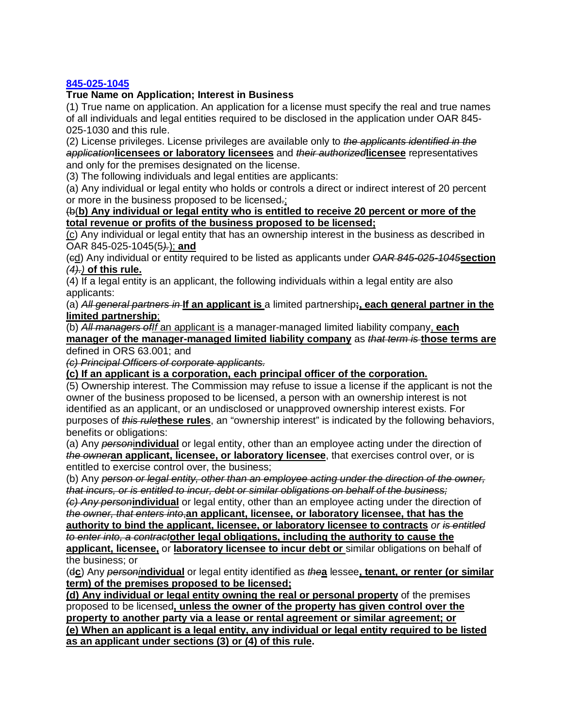[845-025-1045](845-025-1045)

**True Name on Application; Interest in Business**

(1) True name on application. An application for a license must specify the real and true names of all individuals and legal entities required to be disclosed in the application under OAR 845-025-1030 and this rule.

(2) License privileges. License privileges are available only to ~~*the applicants identified in the application*~~**licensees or laboratory licensees** and ~~*their authorized*~~**licensee** representatives and only for the premises designated on the license.

(3) The following individuals and legal entities are applicants:

(a) Any individual or legal entity who holds or controls a direct or indirect interest of 20 percent or more in the business proposed to be licensed~~.~~;

~~(b~~(**b) Any individual or legal entity who is entitled to receive 20 percent or more of the total revenue or profits of the business proposed to be licensed;**

(c) Any individual or legal entity that has an ownership interest in the business as described in OAR 845-025-1045(5~~).~~); **and**

(~~c~~d) Any individual or entity required to be listed as applicants under ~~*OAR 845-025-1045*~~**section** ~~*(4).)*~~ **of this rule.**

(4) If a legal entity is an applicant, the following individuals within a legal entity are also applicants:

(a) ~~*All general partners in*~~ **If an applicant is** a limited partnership~~;~~**, each general partner in the limited partnership**;

(b) ~~*All managers of*~~*If* an applicant is a manager-managed limited liability company**, each manager of the manager-managed limited liability company** as ~~*that term is*~~ **those terms are** defined in ORS 63.001; and

~~*(c) Principal Officers of corporate applicants.*~~

**(c) If an applicant is a corporation, each principal officer of the corporation.**

(5) Ownership interest. The Commission may refuse to issue a license if the applicant is not the owner of the business proposed to be licensed, a person with an ownership interest is not identified as an applicant, or an undisclosed or unapproved ownership interest exists. For purposes of ~~*this rule*~~**these rules**, an "ownership interest" is indicated by the following behaviors, benefits or obligations:

(a) Any ~~*person*~~**individual** or legal entity, other than an employee acting under the direction of ~~*the owner*~~**an applicant, licensee, or laboratory licensee**, that exercises control over, or is entitled to exercise control over, the business;

(b) Any ~~*person or legal entity, other than an employee acting under the direction of the owner, that incurs, or is entitled to incur, debt or similar obligations on behalf of the business;*~~

~~*(c) Any person*~~**individual** or legal entity, other than an employee acting under the direction of ~~*the owner, that enters into,*~~**an applicant, licensee, or laboratory licensee, that has the authority to bind the applicant, licensee, or laboratory licensee to contracts** *or* ~~*is entitled to enter into, a contract*~~**other legal obligations, including the authority to cause the applicant, licensee,** or **laboratory licensee to incur debt or** similar obligations on behalf of the business; or

(~~d~~**c**) Any ~~*person*~~**individual** or legal entity identified as ~~*the*~~**a** lessee**, tenant, or renter (or similar term) of the premises proposed to be licensed;**

**(d) Any individual or legal entity owning the real or personal property** of the premises proposed to be licensed**, unless the owner of the property has given control over the property to another party via a lease or rental agreement or similar agreement; or**

**(e) When an applicant is a legal entity, any individual or legal entity required to be listed as an applicant under sections (3) or (4) of this rule.**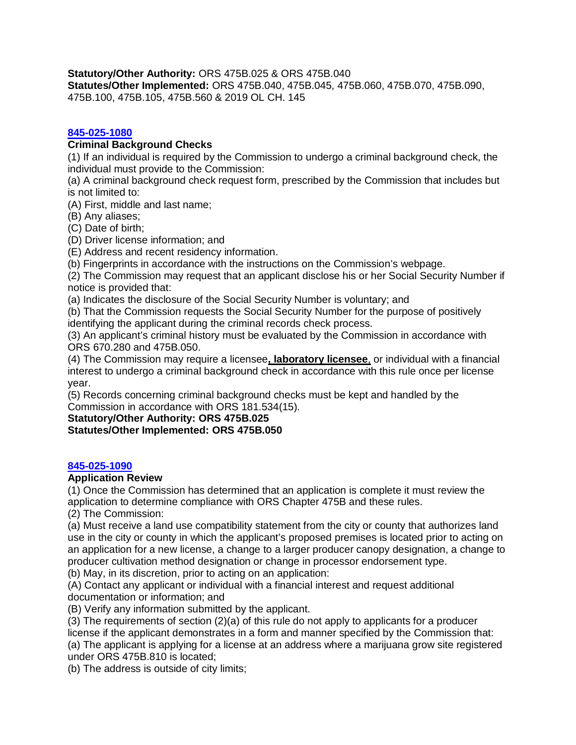**Statutory/Other Authority:** ORS 475B.025 & ORS 475B.040
**Statutes/Other Implemented:** ORS 475B.040, 475B.045, 475B.060, 475B.070, 475B.090, 475B.100, 475B.105, 475B.560 & 2019 OL CH. 145

### 845-025-1080

**Criminal Background Checks**

(1) If an individual is required by the Commission to undergo a criminal background check, the individual must provide to the Commission:

(a) A criminal background check request form, prescribed by the Commission that includes but is not limited to:

(A) First, middle and last name;

(B) Any aliases;

(C) Date of birth;

(D) Driver license information; and

(E) Address and recent residency information.

(b) Fingerprints in accordance with the instructions on the Commission's webpage.

(2) The Commission may request that an applicant disclose his or her Social Security Number if notice is provided that:

(a) Indicates the disclosure of the Social Security Number is voluntary; and

(b) That the Commission requests the Social Security Number for the purpose of positively identifying the applicant during the criminal records check process.

(3) An applicant's criminal history must be evaluated by the Commission in accordance with ORS 670.280 and 475B.050.

(4) The Commission may require a licensee**, laboratory licensee**, or individual with a financial interest to undergo a criminal background check in accordance with this rule once per license year.

(5) Records concerning criminal background checks must be kept and handled by the Commission in accordance with ORS 181.534(15).

**Statutory/Other Authority: ORS 475B.025**
**Statutes/Other Implemented: ORS 475B.050**

### 845-025-1090

**Application Review**

(1) Once the Commission has determined that an application is complete it must review the application to determine compliance with ORS Chapter 475B and these rules.

(2) The Commission:

(a) Must receive a land use compatibility statement from the city or county that authorizes land use in the city or county in which the applicant's proposed premises is located prior to acting on an application for a new license, a change to a larger producer canopy designation, a change to producer cultivation method designation or change in processor endorsement type.

(b) May, in its discretion, prior to acting on an application:

(A) Contact any applicant or individual with a financial interest and request additional documentation or information; and

(B) Verify any information submitted by the applicant.

(3) The requirements of section (2)(a) of this rule do not apply to applicants for a producer license if the applicant demonstrates in a form and manner specified by the Commission that:

(a) The applicant is applying for a license at an address where a marijuana grow site registered under ORS 475B.810 is located;

(b) The address is outside of city limits;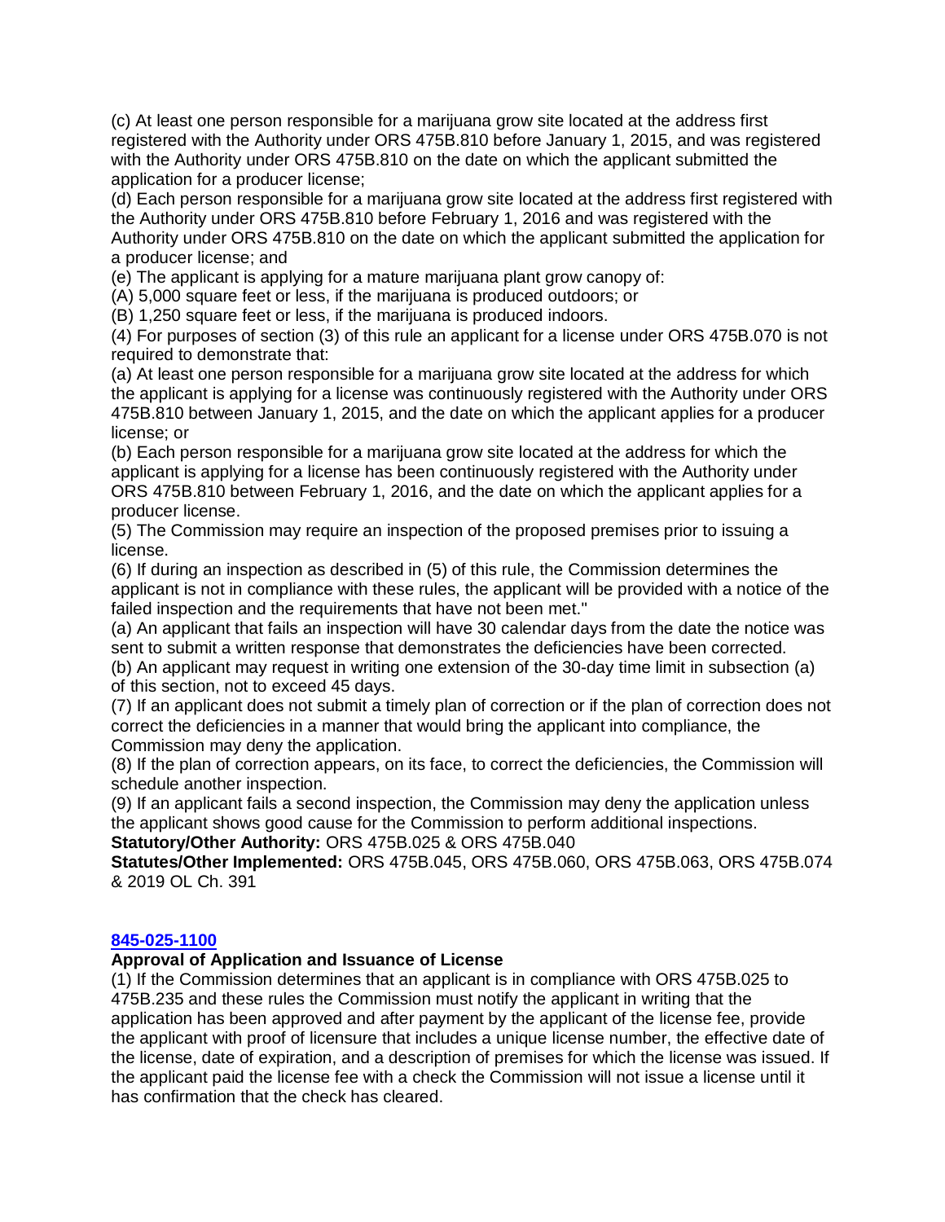(c) At least one person responsible for a marijuana grow site located at the address first registered with the Authority under ORS 475B.810 before January 1, 2015, and was registered with the Authority under ORS 475B.810 on the date on which the applicant submitted the application for a producer license;

(d) Each person responsible for a marijuana grow site located at the address first registered with the Authority under ORS 475B.810 before February 1, 2016 and was registered with the Authority under ORS 475B.810 on the date on which the applicant submitted the application for a producer license; and

(e) The applicant is applying for a mature marijuana plant grow canopy of:

(A) 5,000 square feet or less, if the marijuana is produced outdoors; or

(B) 1,250 square feet or less, if the marijuana is produced indoors.

(4) For purposes of section (3) of this rule an applicant for a license under ORS 475B.070 is not required to demonstrate that:

(a) At least one person responsible for a marijuana grow site located at the address for which the applicant is applying for a license was continuously registered with the Authority under ORS 475B.810 between January 1, 2015, and the date on which the applicant applies for a producer license; or

(b) Each person responsible for a marijuana grow site located at the address for which the applicant is applying for a license has been continuously registered with the Authority under ORS 475B.810 between February 1, 2016, and the date on which the applicant applies for a producer license.

(5) The Commission may require an inspection of the proposed premises prior to issuing a license.

(6) If during an inspection as described in (5) of this rule, the Commission determines the applicant is not in compliance with these rules, the applicant will be provided with a notice of the failed inspection and the requirements that have not been met."

(a) An applicant that fails an inspection will have 30 calendar days from the date the notice was sent to submit a written response that demonstrates the deficiencies have been corrected.

(b) An applicant may request in writing one extension of the 30-day time limit in subsection (a) of this section, not to exceed 45 days.

(7) If an applicant does not submit a timely plan of correction or if the plan of correction does not correct the deficiencies in a manner that would bring the applicant into compliance, the Commission may deny the application.

(8) If the plan of correction appears, on its face, to correct the deficiencies, the Commission will schedule another inspection.

(9) If an applicant fails a second inspection, the Commission may deny the application unless the applicant shows good cause for the Commission to perform additional inspections.

**Statutory/Other Authority:** ORS 475B.025 & ORS 475B.040

**Statutes/Other Implemented:** ORS 475B.045, ORS 475B.060, ORS 475B.063, ORS 475B.074 & 2019 OL Ch. 391

**845-025-1100**

**Approval of Application and Issuance of License**

(1) If the Commission determines that an applicant is in compliance with ORS 475B.025 to 475B.235 and these rules the Commission must notify the applicant in writing that the application has been approved and after payment by the applicant of the license fee, provide the applicant with proof of licensure that includes a unique license number, the effective date of the license, date of expiration, and a description of premises for which the license was issued. If the applicant paid the license fee with a check the Commission will not issue a license until it has confirmation that the check has cleared.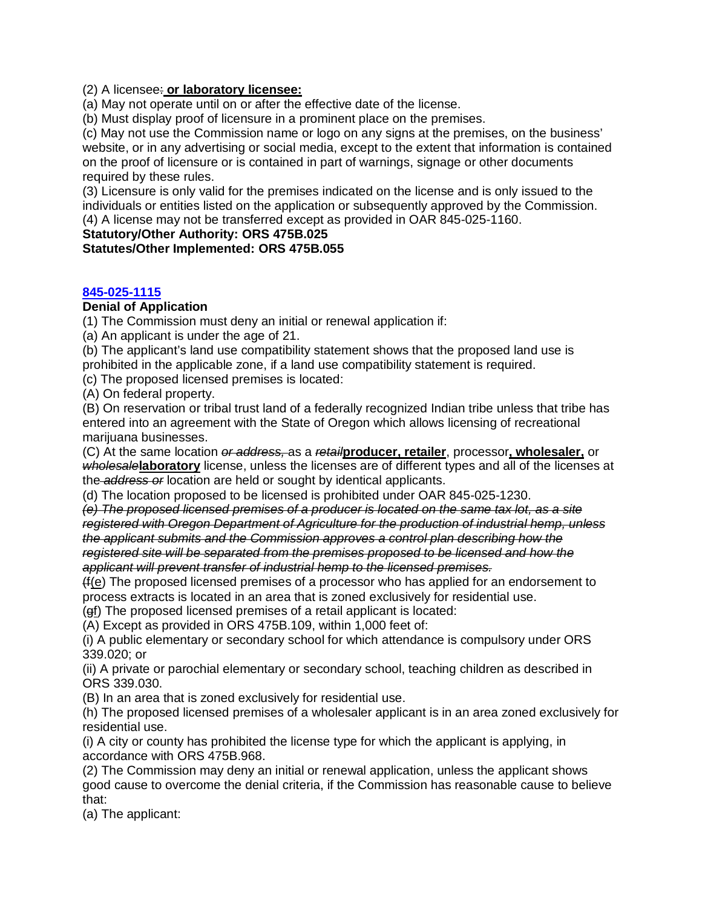(2) A licensee~~:~~ **<u>or laboratory licensee:</u>**

(a) May not operate until on or after the effective date of the license.

(b) Must display proof of licensure in a prominent place on the premises.

(c) May not use the Commission name or logo on any signs at the premises, on the business' website, or in any advertising or social media, except to the extent that information is contained on the proof of licensure or is contained in part of warnings, signage or other documents required by these rules.

(3) Licensure is only valid for the premises indicated on the license and is only issued to the individuals or entities listed on the application or subsequently approved by the Commission.

(4) A license may not be transferred except as provided in OAR 845-025-1160.

**Statutory/Other Authority: ORS 475B.025**

**Statutes/Other Implemented: ORS 475B.055**

**845-025-1115**

**Denial of Application**

(1) The Commission must deny an initial or renewal application if:

(a) An applicant is under the age of 21.

(b) The applicant's land use compatibility statement shows that the proposed land use is prohibited in the applicable zone, if a land use compatibility statement is required.

(c) The proposed licensed premises is located:

(A) On federal property.

(B) On reservation or tribal trust land of a federally recognized Indian tribe unless that tribe has entered into an agreement with the State of Oregon which allows licensing of recreational marijuana businesses.

(C) At the same location ~~*or address,*~~ as a ~~*retail*~~**<u>producer, retailer</u>**, processor**<u>, wholesaler,</u>** or ~~*wholesale*~~**<u>laboratory</u>** license, unless the licenses are of different types and all of the licenses at the ~~*address or*~~ location are held or sought by identical applicants.

(d) The location proposed to be licensed is prohibited under OAR 845-025-1230.

~~*(e) The proposed licensed premises of a producer is located on the same tax lot, as a site registered with Oregon Department of Agriculture for the production of industrial hemp, unless the applicant submits and the Commission approves a control plan describing how the registered site will be separated from the premises proposed to be licensed and how the applicant will prevent transfer of industrial hemp to the licensed premises.*~~

(~~f~~<u>e</u>) The proposed licensed premises of a processor who has applied for an endorsement to process extracts is located in an area that is zoned exclusively for residential use.

(~~g~~<u>f</u>) The proposed licensed premises of a retail applicant is located:

(A) Except as provided in ORS 475B.109, within 1,000 feet of:

(i) A public elementary or secondary school for which attendance is compulsory under ORS 339.020; or

(ii) A private or parochial elementary or secondary school, teaching children as described in ORS 339.030.

(B) In an area that is zoned exclusively for residential use.

(h) The proposed licensed premises of a wholesaler applicant is in an area zoned exclusively for residential use.

(i) A city or county has prohibited the license type for which the applicant is applying, in accordance with ORS 475B.968.

(2) The Commission may deny an initial or renewal application, unless the applicant shows good cause to overcome the denial criteria, if the Commission has reasonable cause to believe that:

(a) The applicant: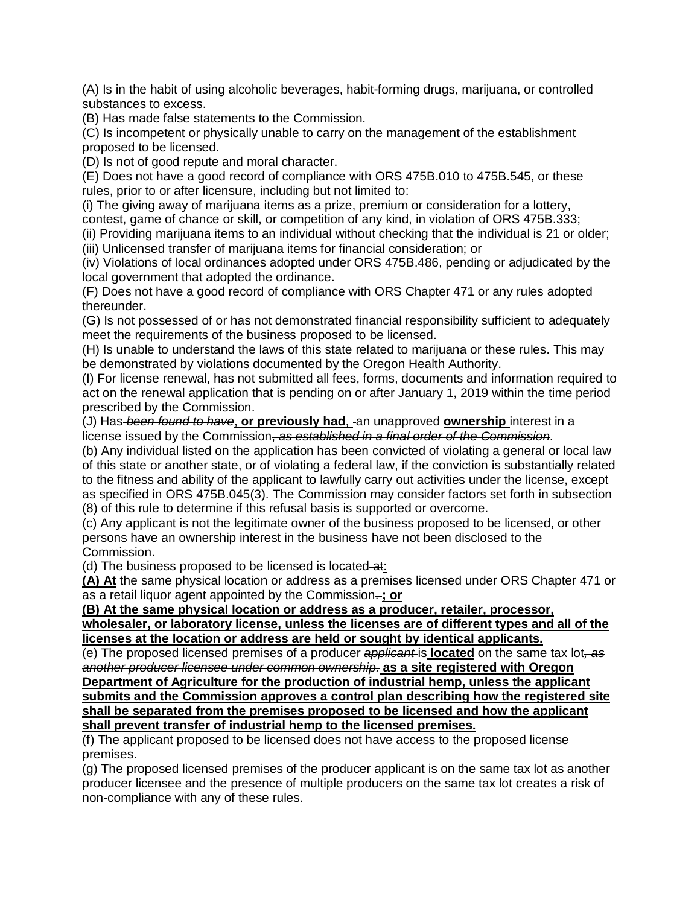(A) Is in the habit of using alcoholic beverages, habit-forming drugs, marijuana, or controlled substances to excess.
(B) Has made false statements to the Commission.
(C) Is incompetent or physically unable to carry on the management of the establishment proposed to be licensed.
(D) Is not of good repute and moral character.
(E) Does not have a good record of compliance with ORS 475B.010 to 475B.545, or these rules, prior to or after licensure, including but not limited to:
(i) The giving away of marijuana items as a prize, premium or consideration for a lottery, contest, game of chance or skill, or competition of any kind, in violation of ORS 475B.333;
(ii) Providing marijuana items to an individual without checking that the individual is 21 or older;
(iii) Unlicensed transfer of marijuana items for financial consideration; or
(iv) Violations of local ordinances adopted under ORS 475B.486, pending or adjudicated by the local government that adopted the ordinance.
(F) Does not have a good record of compliance with ORS Chapter 471 or any rules adopted thereunder.
(G) Is not possessed of or has not demonstrated financial responsibility sufficient to adequately meet the requirements of the business proposed to be licensed.
(H) Is unable to understand the laws of this state related to marijuana or these rules. This may be demonstrated by violations documented by the Oregon Health Authority.
(I) For license renewal, has not submitted all fees, forms, documents and information required to act on the renewal application that is pending on or after January 1, 2019 within the time period prescribed by the Commission.
(J) Has ~~*been found to have*~~, **or previously had**, an unapproved **ownership** interest in a license issued by the Commission~~*, as established in a final order of the Commission*~~.
(b) Any individual listed on the application has been convicted of violating a general or local law of this state or another state, or of violating a federal law, if the conviction is substantially related to the fitness and ability of the applicant to lawfully carry out activities under the license, except as specified in ORS 475B.045(3). The Commission may consider factors set forth in subsection (8) of this rule to determine if this refusal basis is supported or overcome.
(c) Any applicant is not the legitimate owner of the business proposed to be licensed, or other persons have an ownership interest in the business have not been disclosed to the Commission.
(d) The business proposed to be licensed is located ~~at~~:
**(A) At** the same physical location or address as a premises licensed under ORS Chapter 471 or as a retail liquor agent appointed by the Commission~~.~~**; or**
**(B) At the same physical location or address as a producer, retailer, processor, wholesaler, or laboratory license, unless the licenses are of different types and all of the licenses at the location or address are held or sought by identical applicants.**
(e) The proposed licensed premises of a producer ~~*applicant*~~ is **located** on the same tax lot~~*, as another producer licensee under common ownership.*~~ **as a site registered with Oregon Department of Agriculture for the production of industrial hemp, unless the applicant submits and the Commission approves a control plan describing how the registered site shall be separated from the premises proposed to be licensed and how the applicant shall prevent transfer of industrial hemp to the licensed premises.**
(f) The applicant proposed to be licensed does not have access to the proposed license premises.
(g) The proposed licensed premises of the producer applicant is on the same tax lot as another producer licensee and the presence of multiple producers on the same tax lot creates a risk of non-compliance with any of these rules.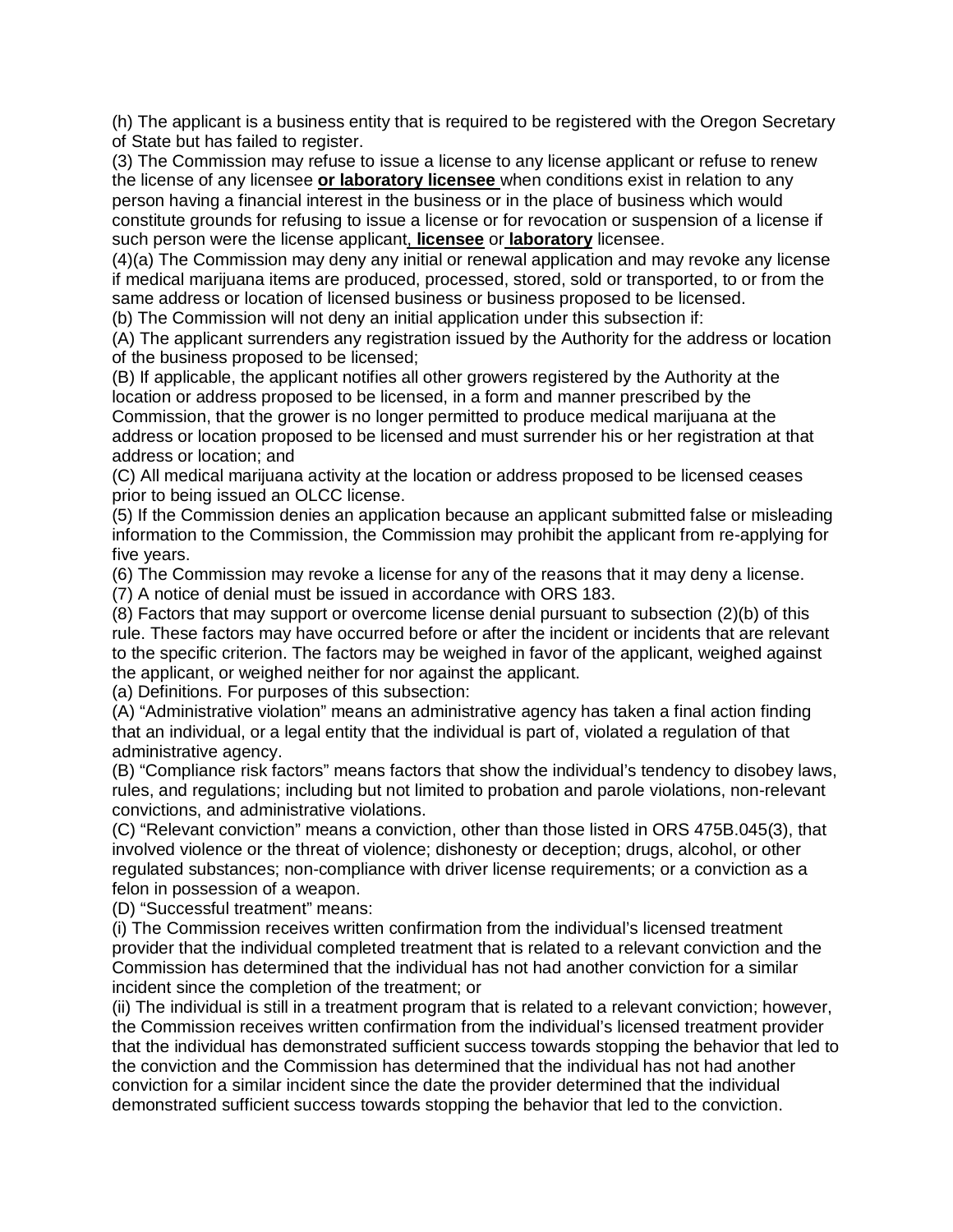(h) The applicant is a business entity that is required to be registered with the Oregon Secretary of State but has failed to register.

(3) The Commission may refuse to issue a license to any license applicant or refuse to renew the license of any licensee **or laboratory licensee** when conditions exist in relation to any person having a financial interest in the business or in the place of business which would constitute grounds for refusing to issue a license or for revocation or suspension of a license if such person were the license applicant**, licensee** or **laboratory** licensee.

(4)(a) The Commission may deny any initial or renewal application and may revoke any license if medical marijuana items are produced, processed, stored, sold or transported, to or from the same address or location of licensed business or business proposed to be licensed.

(b) The Commission will not deny an initial application under this subsection if:

(A) The applicant surrenders any registration issued by the Authority for the address or location of the business proposed to be licensed;

(B) If applicable, the applicant notifies all other growers registered by the Authority at the location or address proposed to be licensed, in a form and manner prescribed by the Commission, that the grower is no longer permitted to produce medical marijuana at the address or location proposed to be licensed and must surrender his or her registration at that address or location; and

(C) All medical marijuana activity at the location or address proposed to be licensed ceases prior to being issued an OLCC license.

(5) If the Commission denies an application because an applicant submitted false or misleading information to the Commission, the Commission may prohibit the applicant from re-applying for five years.

(6) The Commission may revoke a license for any of the reasons that it may deny a license.

(7) A notice of denial must be issued in accordance with ORS 183.

(8) Factors that may support or overcome license denial pursuant to subsection (2)(b) of this rule. These factors may have occurred before or after the incident or incidents that are relevant to the specific criterion. The factors may be weighed in favor of the applicant, weighed against the applicant, or weighed neither for nor against the applicant.

(a) Definitions. For purposes of this subsection:

(A) "Administrative violation" means an administrative agency has taken a final action finding that an individual, or a legal entity that the individual is part of, violated a regulation of that administrative agency.

(B) "Compliance risk factors" means factors that show the individual's tendency to disobey laws, rules, and regulations; including but not limited to probation and parole violations, non-relevant convictions, and administrative violations.

(C) "Relevant conviction" means a conviction, other than those listed in ORS 475B.045(3), that involved violence or the threat of violence; dishonesty or deception; drugs, alcohol, or other regulated substances; non-compliance with driver license requirements; or a conviction as a felon in possession of a weapon.

(D) "Successful treatment" means:

(i) The Commission receives written confirmation from the individual's licensed treatment provider that the individual completed treatment that is related to a relevant conviction and the Commission has determined that the individual has not had another conviction for a similar incident since the completion of the treatment; or

(ii) The individual is still in a treatment program that is related to a relevant conviction; however, the Commission receives written confirmation from the individual's licensed treatment provider that the individual has demonstrated sufficient success towards stopping the behavior that led to the conviction and the Commission has determined that the individual has not had another conviction for a similar incident since the date the provider determined that the individual demonstrated sufficient success towards stopping the behavior that led to the conviction.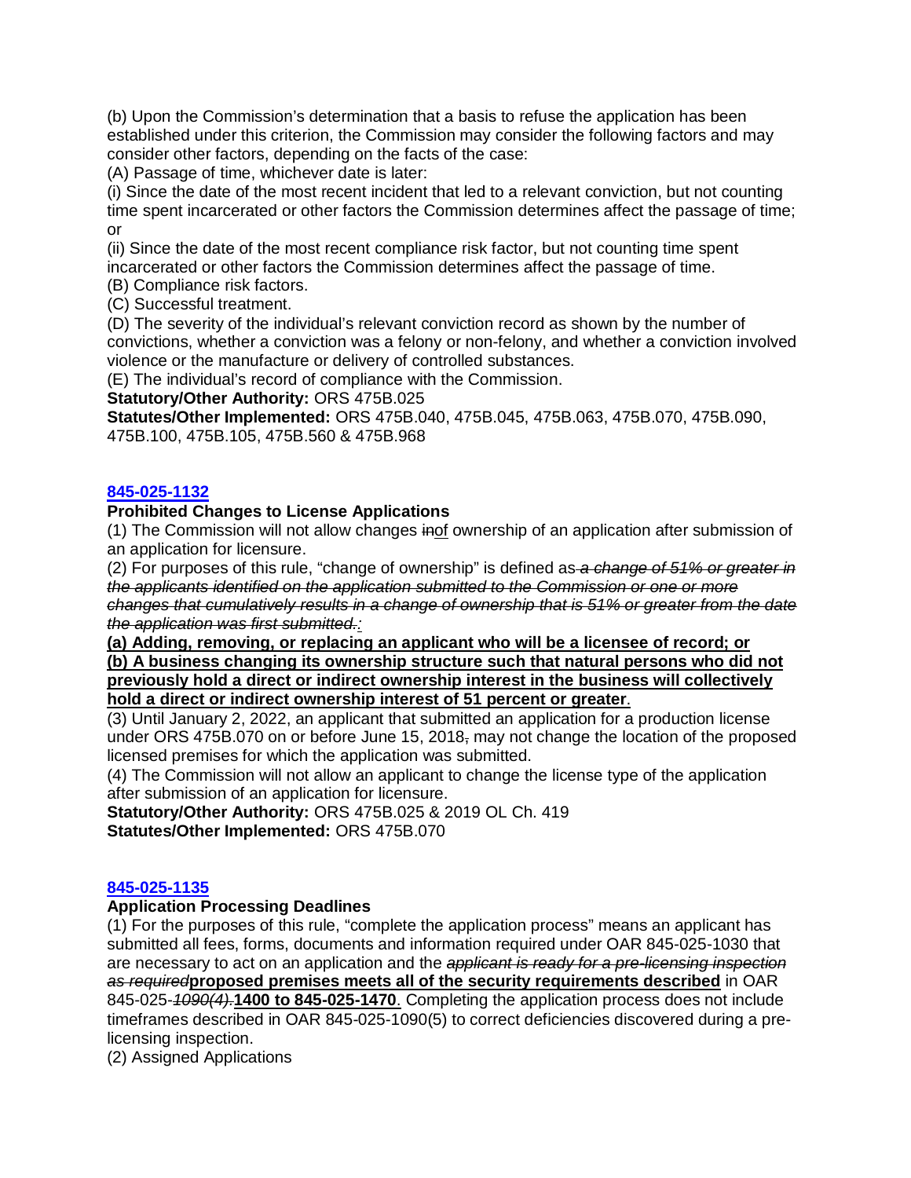(b) Upon the Commission's determination that a basis to refuse the application has been established under this criterion, the Commission may consider the following factors and may consider other factors, depending on the facts of the case:

(A) Passage of time, whichever date is later:

(i) Since the date of the most recent incident that led to a relevant conviction, but not counting time spent incarcerated or other factors the Commission determines affect the passage of time; or

(ii) Since the date of the most recent compliance risk factor, but not counting time spent incarcerated or other factors the Commission determines affect the passage of time.

(B) Compliance risk factors.

(C) Successful treatment.

(D) The severity of the individual's relevant conviction record as shown by the number of convictions, whether a conviction was a felony or non-felony, and whether a conviction involved violence or the manufacture or delivery of controlled substances.

(E) The individual's record of compliance with the Commission.

**Statutory/Other Authority:** ORS 475B.025

**Statutes/Other Implemented:** ORS 475B.040, 475B.045, 475B.063, 475B.070, 475B.090, 475B.100, 475B.105, 475B.560 & 475B.968

### 845-025-1132

**Prohibited Changes to License Applications**

(1) The Commission will not allow changes ~~in~~of ownership of an application after submission of an application for licensure.

(2) For purposes of this rule, "change of ownership" is defined as ~~*a change of 51% or greater in the applicants identified on the application submitted to the Commission or one or more changes that cumulatively results in a change of ownership that is 51% or greater from the date the application was first submitted.*~~:

**(a) Adding, removing, or replacing an applicant who will be a licensee of record; or**

**(b) A business changing its ownership structure such that natural persons who did not previously hold a direct or indirect ownership interest in the business will collectively hold a direct or indirect ownership interest of 51 percent or greater**.

(3) Until January 2, 2022, an applicant that submitted an application for a production license under ORS 475B.070 on or before June 15, 2018~~,~~ may not change the location of the proposed licensed premises for which the application was submitted.

(4) The Commission will not allow an applicant to change the license type of the application after submission of an application for licensure.

**Statutory/Other Authority:** ORS 475B.025 & 2019 OL Ch. 419

**Statutes/Other Implemented:** ORS 475B.070

### 845-025-1135

**Application Processing Deadlines**

(1) For the purposes of this rule, "complete the application process" means an applicant has submitted all fees, forms, documents and information required under OAR 845-025-1030 that are necessary to act on an application and the ~~*applicant is ready for a pre-licensing inspection as required*~~**proposed premises meets all of the security requirements described** in OAR 845-025-~~*1090(4).*~~**1400 to 845-025-1470**. Completing the application process does not include timeframes described in OAR 845-025-1090(5) to correct deficiencies discovered during a pre-licensing inspection.

(2) Assigned Applications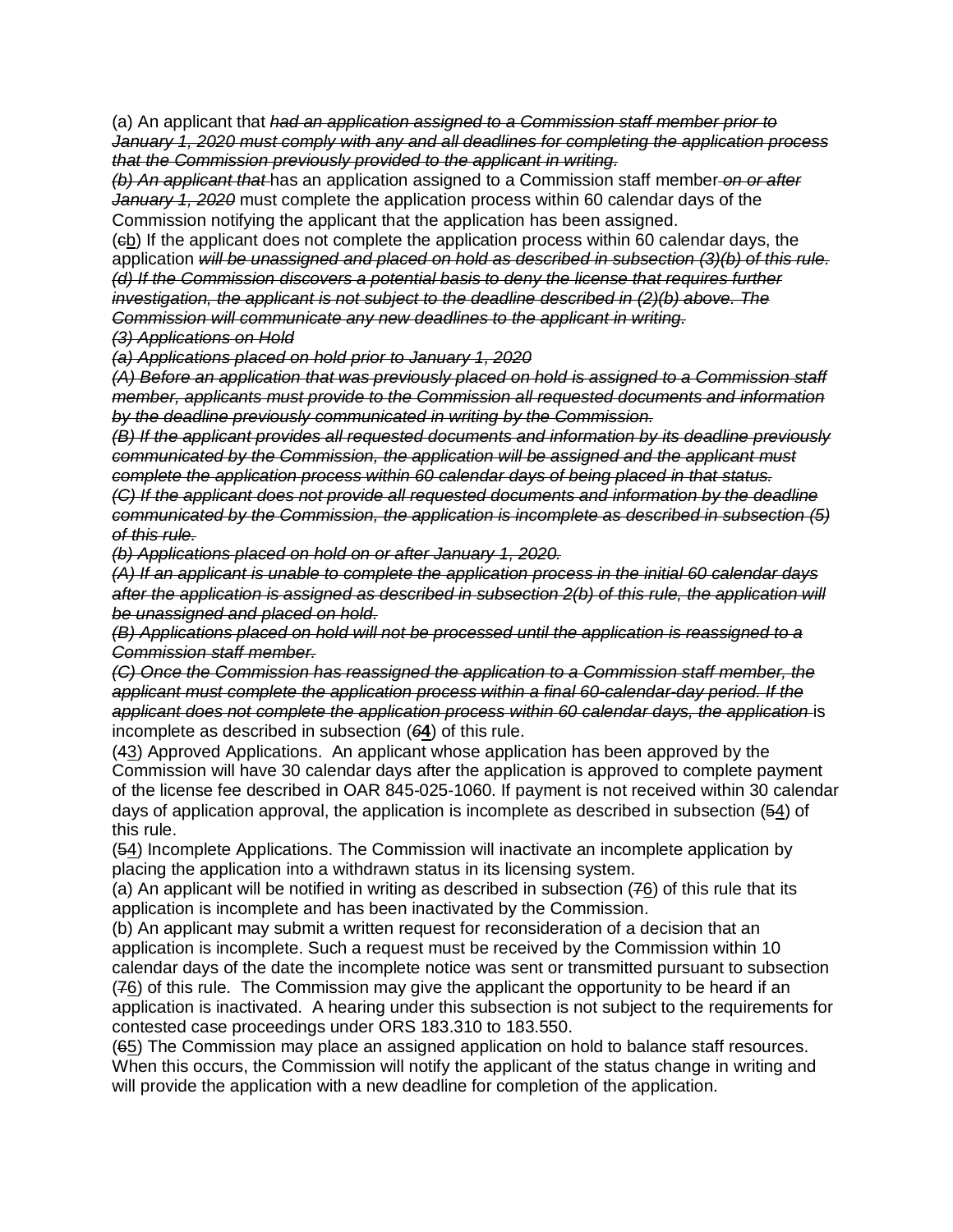(a) An applicant that ~~*had an application assigned to a Commission staff member prior to January 1, 2020 must comply with any and all deadlines for completing the application process that the Commission previously provided to the applicant in writing.*~~

~~*(b) An applicant that*~~ has an application assigned to a Commission staff member ~~*on or after January 1, 2020*~~ must complete the application process within 60 calendar days of the Commission notifying the applicant that the application has been assigned.

(~~c~~b) If the applicant does not complete the application process within 60 calendar days, the application ~~*will be unassigned and placed on hold as described in subsection (3)(b) of this rule.*~~

~~*(d) If the Commission discovers a potential basis to deny the license that requires further investigation, the applicant is not subject to the deadline described in (2)(b) above. The Commission will communicate any new deadlines to the applicant in writing.*~~

~~*(3) Applications on Hold*~~

~~*(a) Applications placed on hold prior to January 1, 2020*~~

~~*(A) Before an application that was previously placed on hold is assigned to a Commission staff member, applicants must provide to the Commission all requested documents and information by the deadline previously communicated in writing by the Commission.*~~

~~*(B) If the applicant provides all requested documents and information by its deadline previously communicated by the Commission, the application will be assigned and the applicant must complete the application process within 60 calendar days of being placed in that status.*~~

~~*(C) If the applicant does not provide all requested documents and information by the deadline communicated by the Commission, the application is incomplete as described in subsection (5) of this rule.*~~

~~*(b) Applications placed on hold on or after January 1, 2020.*~~

~~*(A) If an applicant is unable to complete the application process in the initial 60 calendar days after the application is assigned as described in subsection 2(b) of this rule, the application will be unassigned and placed on hold.*~~

~~*(B) Applications placed on hold will not be processed until the application is reassigned to a Commission staff member.*~~

~~*(C) Once the Commission has reassigned the application to a Commission staff member, the applicant must complete the application process within a final 60-calendar-day period. If the applicant does not complete the application process within 60 calendar days, the application*~~ is incomplete as described in subsection (~~*6*~~**4**) of this rule.

(~~4~~3) Approved Applications. An applicant whose application has been approved by the Commission will have 30 calendar days after the application is approved to complete payment of the license fee described in OAR 845-025-1060. If payment is not received within 30 calendar days of application approval, the application is incomplete as described in subsection (~~5~~4) of this rule.

(~~5~~4) Incomplete Applications. The Commission will inactivate an incomplete application by placing the application into a withdrawn status in its licensing system.

(a) An applicant will be notified in writing as described in subsection (~~7~~6) of this rule that its application is incomplete and has been inactivated by the Commission.

(b) An applicant may submit a written request for reconsideration of a decision that an application is incomplete. Such a request must be received by the Commission within 10 calendar days of the date the incomplete notice was sent or transmitted pursuant to subsection (~~7~~6) of this rule. The Commission may give the applicant the opportunity to be heard if an application is inactivated. A hearing under this subsection is not subject to the requirements for contested case proceedings under ORS 183.310 to 183.550.

(~~6~~5) The Commission may place an assigned application on hold to balance staff resources. When this occurs, the Commission will notify the applicant of the status change in writing and will provide the application with a new deadline for completion of the application.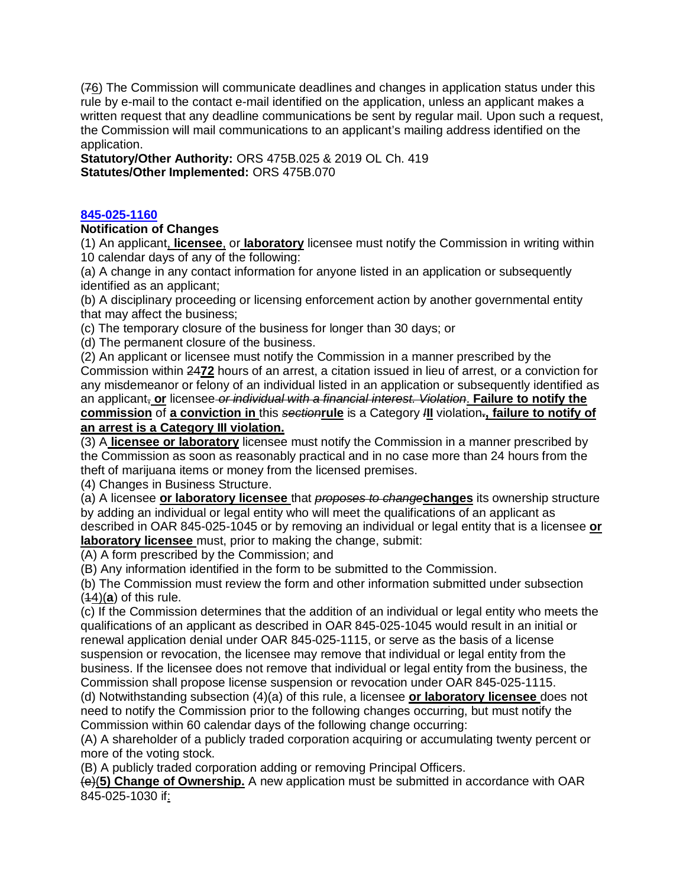(~~7~~6) The Commission will communicate deadlines and changes in application status under this rule by e-mail to the contact e-mail identified on the application, unless an applicant makes a written request that any deadline communications be sent by regular mail. Upon such a request, the Commission will mail communications to an applicant's mailing address identified on the application.
**Statutory/Other Authority:** ORS 475B.025 & 2019 OL Ch. 419
**Statutes/Other Implemented:** ORS 475B.070

**845-025-1160**
**Notification of Changes**
(1) An applicant**, licensee**, or **laboratory** licensee must notify the Commission in writing within 10 calendar days of any of the following:
(a) A change in any contact information for anyone listed in an application or subsequently identified as an applicant;
(b) A disciplinary proceeding or licensing enforcement action by another governmental entity that may affect the business;
(c) The temporary closure of the business for longer than 30 days; or
(d) The permanent closure of the business.
(2) An applicant or licensee must notify the Commission in a manner prescribed by the Commission within ~~24~~**72** hours of an arrest, a citation issued in lieu of arrest, or a conviction for any misdemeanor or felony of an individual listed in an application or subsequently identified as an applicant~~,~~ **or** licensee ~~*or individual with a financial interest. Violation*~~. **Failure to notify the commission** of **a conviction in** this ~~*section*~~**rule** is a Category ~~I~~**II** violation~~.~~**, failure to notify of an arrest is a Category III violation.**
(3) A **licensee or laboratory** licensee must notify the Commission in a manner prescribed by the Commission as soon as reasonably practical and in no case more than 24 hours from the theft of marijuana items or money from the licensed premises.
(4) Changes in Business Structure.
(a) A licensee **or laboratory licensee** that ~~*proposes to change*~~**changes** its ownership structure by adding an individual or legal entity who will meet the qualifications of an applicant as described in OAR 845-025-1045 or by removing an individual or legal entity that is a licensee **or laboratory licensee** must, prior to making the change, submit:
(A) A form prescribed by the Commission; and
(B) Any information identified in the form to be submitted to the Commission.
(b) The Commission must review the form and other information submitted under subsection (~~1~~4)(**a**) of this rule.
(c) If the Commission determines that the addition of an individual or legal entity who meets the qualifications of an applicant as described in OAR 845-025-1045 would result in an initial or renewal application denial under OAR 845-025-1115, or serve as the basis of a license suspension or revocation, the licensee may remove that individual or legal entity from the business. If the licensee does not remove that individual or legal entity from the business, the Commission shall propose license suspension or revocation under OAR 845-025-1115.
(d) Notwithstanding subsection (4)(a) of this rule, a licensee **or laboratory licensee** does not need to notify the Commission prior to the following changes occurring, but must notify the Commission within 60 calendar days of the following change occurring:
(A) A shareholder of a publicly traded corporation acquiring or accumulating twenty percent or more of the voting stock.
(B) A publicly traded corporation adding or removing Principal Officers.
~~(e)~~**(5) Change of Ownership.** A new application must be submitted in accordance with OAR 845-025-1030 if: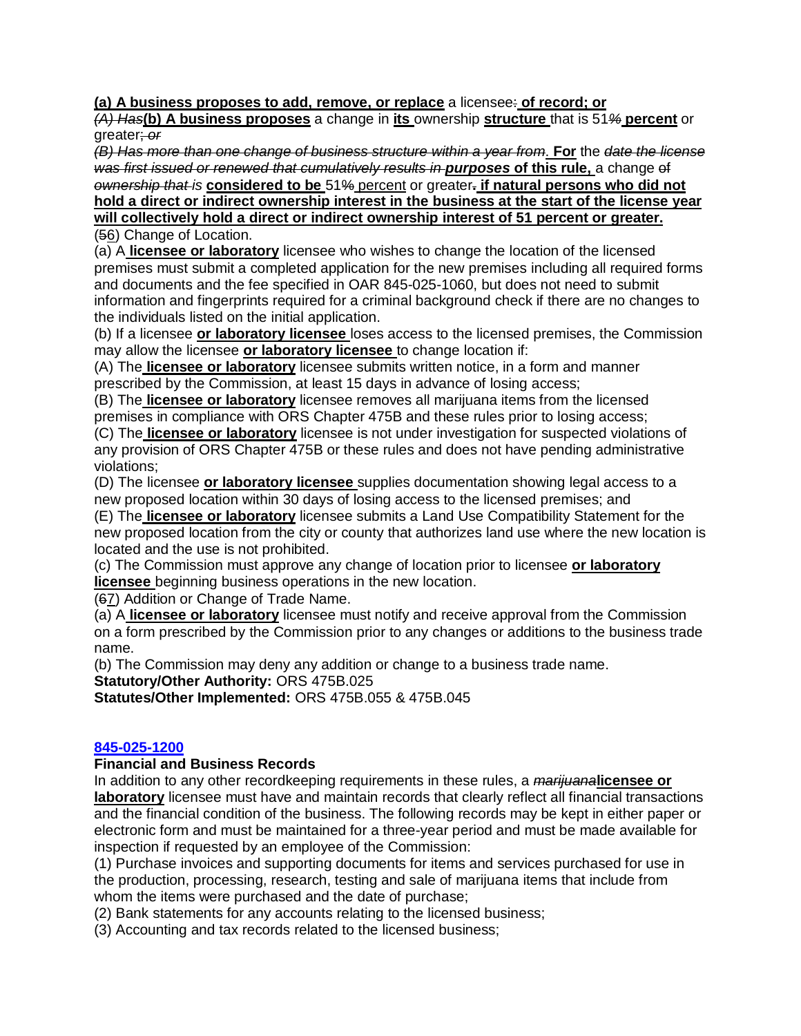**(a) A business proposes to add, remove, or replace** a licensee~~.~~ **of record; or**

~~*(A) Has*~~**(b) A business proposes** a change in **its** ownership **structure** that is 51~~*%*~~ **percent** or greater~~; *or*~~

~~*(B) Has more than one change of business structure within a year from*~~. **For** the ~~*date the license was first issued or renewed that cumulatively results in*~~ ***purposes*** **of this rule,** a change ~~of~~ ~~*ownership that*~~ ~~*is*~~ **considered to be** 51~~%~~ percent or greater~~.~~ **if natural persons who did not hold a direct or indirect ownership interest in the business at the start of the license year will collectively hold a direct or indirect ownership interest of 51 percent or greater.**

(~~5~~6) Change of Location.

(a) A **licensee or laboratory** licensee who wishes to change the location of the licensed premises must submit a completed application for the new premises including all required forms and documents and the fee specified in OAR 845-025-1060, but does not need to submit information and fingerprints required for a criminal background check if there are no changes to the individuals listed on the initial application.

(b) If a licensee **or laboratory licensee** loses access to the licensed premises, the Commission may allow the licensee **or laboratory licensee** to change location if:

(A) The **licensee or laboratory** licensee submits written notice, in a form and manner prescribed by the Commission, at least 15 days in advance of losing access;

(B) The **licensee or laboratory** licensee removes all marijuana items from the licensed premises in compliance with ORS Chapter 475B and these rules prior to losing access;

(C) The **licensee or laboratory** licensee is not under investigation for suspected violations of any provision of ORS Chapter 475B or these rules and does not have pending administrative violations;

(D) The licensee **or laboratory licensee** supplies documentation showing legal access to a new proposed location within 30 days of losing access to the licensed premises; and

(E) The **licensee or laboratory** licensee submits a Land Use Compatibility Statement for the new proposed location from the city or county that authorizes land use where the new location is located and the use is not prohibited.

(c) The Commission must approve any change of location prior to licensee **or laboratory licensee** beginning business operations in the new location.

(~~6~~7) Addition or Change of Trade Name.

(a) A **licensee or laboratory** licensee must notify and receive approval from the Commission on a form prescribed by the Commission prior to any changes or additions to the business trade name.

(b) The Commission may deny any addition or change to a business trade name.

**Statutory/Other Authority:** ORS 475B.025

**Statutes/Other Implemented:** ORS 475B.055 & 475B.045

**845-025-1200**

**Financial and Business Records**

In addition to any other recordkeeping requirements in these rules, a ~~*marijuana*~~**licensee or laboratory** licensee must have and maintain records that clearly reflect all financial transactions and the financial condition of the business. The following records may be kept in either paper or electronic form and must be maintained for a three-year period and must be made available for inspection if requested by an employee of the Commission:

(1) Purchase invoices and supporting documents for items and services purchased for use in the production, processing, research, testing and sale of marijuana items that include from whom the items were purchased and the date of purchase;

(2) Bank statements for any accounts relating to the licensed business;

(3) Accounting and tax records related to the licensed business;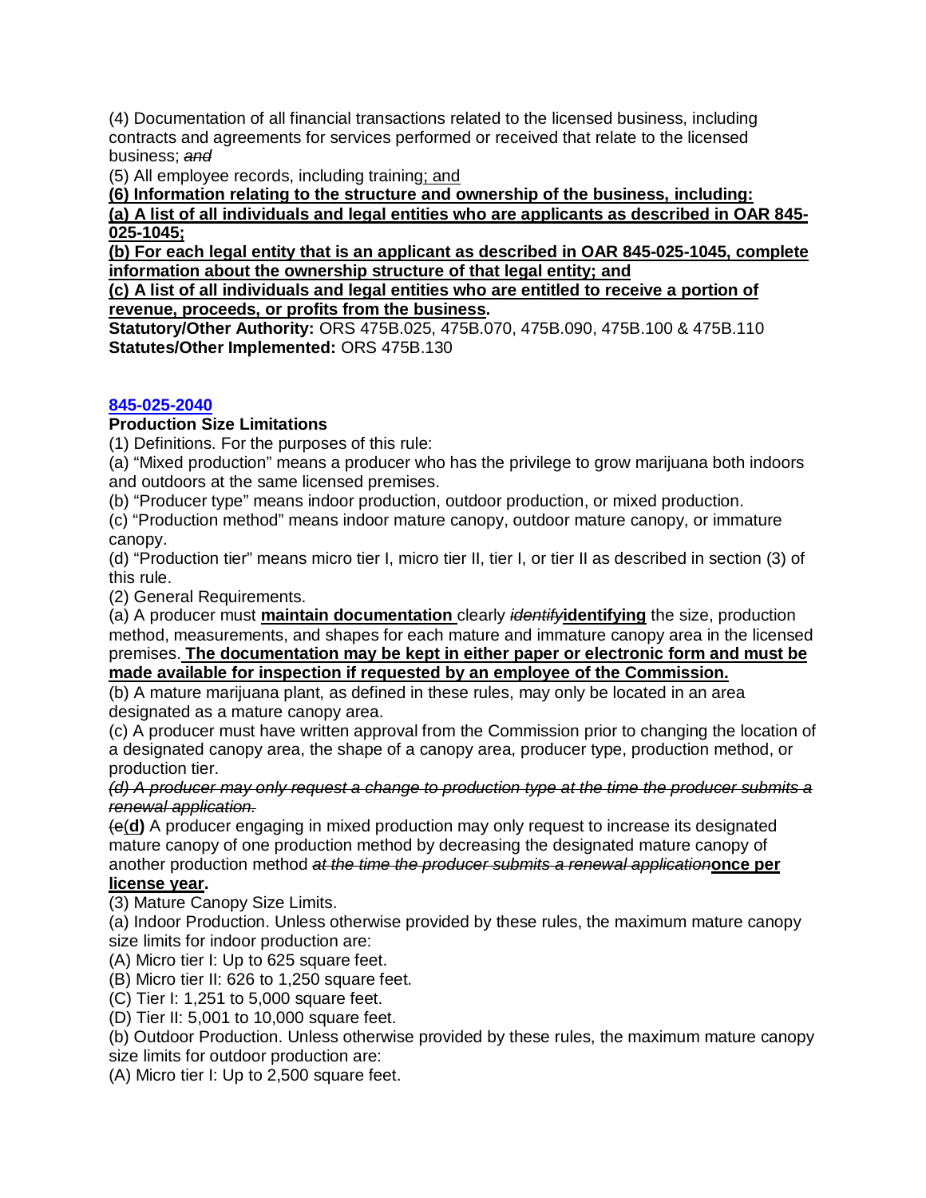(4) Documentation of all financial transactions related to the licensed business, including contracts and agreements for services performed or received that relate to the licensed business; ~~*and*~~

(5) All employee records, including training; and

**(6) Information relating to the structure and ownership of the business, including:**

**(a) A list of all individuals and legal entities who are applicants as described in OAR 845-025-1045;**

**(b) For each legal entity that is an applicant as described in OAR 845-025-1045, complete information about the ownership structure of that legal entity; and**

**(c) A list of all individuals and legal entities who are entitled to receive a portion of revenue, proceeds, or profits from the business.**

**Statutory/Other Authority:** ORS 475B.025, 475B.070, 475B.090, 475B.100 & 475B.110

**Statutes/Other Implemented:** ORS 475B.130

**845-025-2040**

**Production Size Limitations**

(1) Definitions. For the purposes of this rule:

(a) "Mixed production" means a producer who has the privilege to grow marijuana both indoors and outdoors at the same licensed premises.

(b) "Producer type" means indoor production, outdoor production, or mixed production.

(c) "Production method" means indoor mature canopy, outdoor mature canopy, or immature canopy.

(d) "Production tier" means micro tier I, micro tier II, tier I, or tier II as described in section (3) of this rule.

(2) General Requirements.

(a) A producer must **maintain documentation** clearly ~~*identify*~~**identifying** the size, production method, measurements, and shapes for each mature and immature canopy area in the licensed premises. **The documentation may be kept in either paper or electronic form and must be made available for inspection if requested by an employee of the Commission.**

(b) A mature marijuana plant, as defined in these rules, may only be located in an area designated as a mature canopy area.

(c) A producer must have written approval from the Commission prior to changing the location of a designated canopy area, the shape of a canopy area, producer type, production method, or production tier.

~~*(d) A producer may only request a change to production type at the time the producer submits a renewal application.*~~

~~(e~~(**d)** A producer engaging in mixed production may only request to increase its designated mature canopy of one production method by decreasing the designated mature canopy of another production method ~~*at the time the producer submits a renewal application*~~**once per license year**.

(3) Mature Canopy Size Limits.

(a) Indoor Production. Unless otherwise provided by these rules, the maximum mature canopy size limits for indoor production are:

(A) Micro tier I: Up to 625 square feet.

(B) Micro tier II: 626 to 1,250 square feet.

(C) Tier I: 1,251 to 5,000 square feet.

(D) Tier II: 5,001 to 10,000 square feet.

(b) Outdoor Production. Unless otherwise provided by these rules, the maximum mature canopy size limits for outdoor production are:

(A) Micro tier I: Up to 2,500 square feet.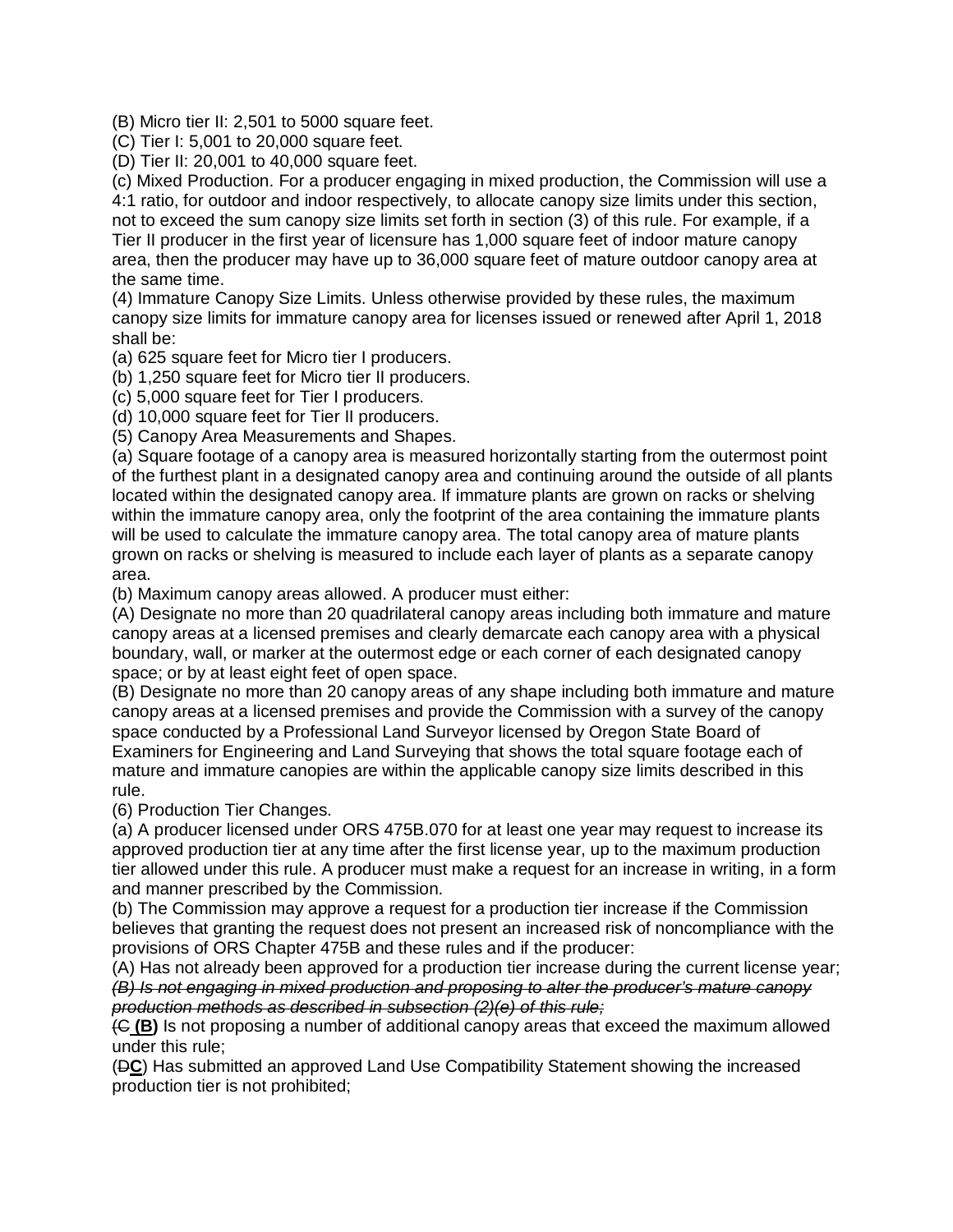(B) Micro tier II: 2,501 to 5000 square feet.
(C) Tier I: 5,001 to 20,000 square feet.
(D) Tier II: 20,001 to 40,000 square feet.
(c) Mixed Production. For a producer engaging in mixed production, the Commission will use a 4:1 ratio, for outdoor and indoor respectively, to allocate canopy size limits under this section, not to exceed the sum canopy size limits set forth in section (3) of this rule. For example, if a Tier II producer in the first year of licensure has 1,000 square feet of indoor mature canopy area, then the producer may have up to 36,000 square feet of mature outdoor canopy area at the same time.
(4) Immature Canopy Size Limits. Unless otherwise provided by these rules, the maximum canopy size limits for immature canopy area for licenses issued or renewed after April 1, 2018 shall be:
(a) 625 square feet for Micro tier I producers.
(b) 1,250 square feet for Micro tier II producers.
(c) 5,000 square feet for Tier I producers.
(d) 10,000 square feet for Tier II producers.
(5) Canopy Area Measurements and Shapes.
(a) Square footage of a canopy area is measured horizontally starting from the outermost point of the furthest plant in a designated canopy area and continuing around the outside of all plants located within the designated canopy area. If immature plants are grown on racks or shelving within the immature canopy area, only the footprint of the area containing the immature plants will be used to calculate the immature canopy area. The total canopy area of mature plants grown on racks or shelving is measured to include each layer of plants as a separate canopy area.
(b) Maximum canopy areas allowed. A producer must either:
(A) Designate no more than 20 quadrilateral canopy areas including both immature and mature canopy areas at a licensed premises and clearly demarcate each canopy area with a physical boundary, wall, or marker at the outermost edge or each corner of each designated canopy space; or by at least eight feet of open space.
(B) Designate no more than 20 canopy areas of any shape including both immature and mature canopy areas at a licensed premises and provide the Commission with a survey of the canopy space conducted by a Professional Land Surveyor licensed by Oregon State Board of Examiners for Engineering and Land Surveying that shows the total square footage each of mature and immature canopies are within the applicable canopy size limits described in this rule.
(6) Production Tier Changes.
(a) A producer licensed under ORS 475B.070 for at least one year may request to increase its approved production tier at any time after the first license year, up to the maximum production tier allowed under this rule. A producer must make a request for an increase in writing, in a form and manner prescribed by the Commission.
(b) The Commission may approve a request for a production tier increase if the Commission believes that granting the request does not present an increased risk of noncompliance with the provisions of ORS Chapter 475B and these rules and if the producer:
(A) Has not already been approved for a production tier increase during the current license year;
~~*(B) Is not engaging in mixed production and proposing to alter the producer's mature canopy production methods as described in subsection (2)(e) of this rule;*~~
(~~C~~ **(B)** Is not proposing a number of additional canopy areas that exceed the maximum allowed under this rule;
(~~D~~**C**) Has submitted an approved Land Use Compatibility Statement showing the increased production tier is not prohibited;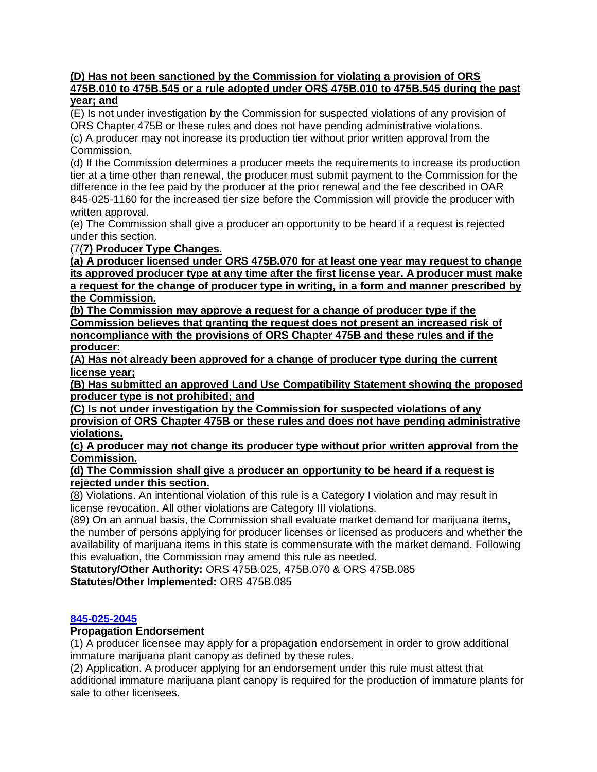**(D) Has not been sanctioned by the Commission for violating a provision of ORS 475B.010 to 475B.545 or a rule adopted under ORS 475B.010 to 475B.545 during the past year; and**

(E) Is not under investigation by the Commission for suspected violations of any provision of ORS Chapter 475B or these rules and does not have pending administrative violations.

(c) A producer may not increase its production tier without prior written approval from the Commission.

(d) If the Commission determines a producer meets the requirements to increase its production tier at a time other than renewal, the producer must submit payment to the Commission for the difference in the fee paid by the producer at the prior renewal and the fee described in OAR 845-025-1160 for the increased tier size before the Commission will provide the producer with written approval.

(e) The Commission shall give a producer an opportunity to be heard if a request is rejected under this section.

~~(7~~(**7) Producer Type Changes.**

**(a) A producer licensed under ORS 475B.070 for at least one year may request to change its approved producer type at any time after the first license year. A producer must make a request for the change of producer type in writing, in a form and manner prescribed by the Commission.**

**(b) The Commission may approve a request for a change of producer type if the Commission believes that granting the request does not present an increased risk of noncompliance with the provisions of ORS Chapter 475B and these rules and if the producer:**

**(A) Has not already been approved for a change of producer type during the current license year;**

**(B) Has submitted an approved Land Use Compatibility Statement showing the proposed producer type is not prohibited; and**

**(C) Is not under investigation by the Commission for suspected violations of any provision of ORS Chapter 475B or these rules and does not have pending administrative violations.**

**(c) A producer may not change its producer type without prior written approval from the Commission.**

**(d) The Commission shall give a producer an opportunity to be heard if a request is rejected under this section.**

(8) Violations. An intentional violation of this rule is a Category I violation and may result in license revocation. All other violations are Category III violations.

(~~8~~9) On an annual basis, the Commission shall evaluate market demand for marijuana items, the number of persons applying for producer licenses or licensed as producers and whether the availability of marijuana items in this state is commensurate with the market demand. Following this evaluation, the Commission may amend this rule as needed.

**Statutory/Other Authority:** ORS 475B.025, 475B.070 & ORS 475B.085

**Statutes/Other Implemented:** ORS 475B.085

## 845-025-2045

**Propagation Endorsement**

(1) A producer licensee may apply for a propagation endorsement in order to grow additional immature marijuana plant canopy as defined by these rules.

(2) Application. A producer applying for an endorsement under this rule must attest that additional immature marijuana plant canopy is required for the production of immature plants for sale to other licensees.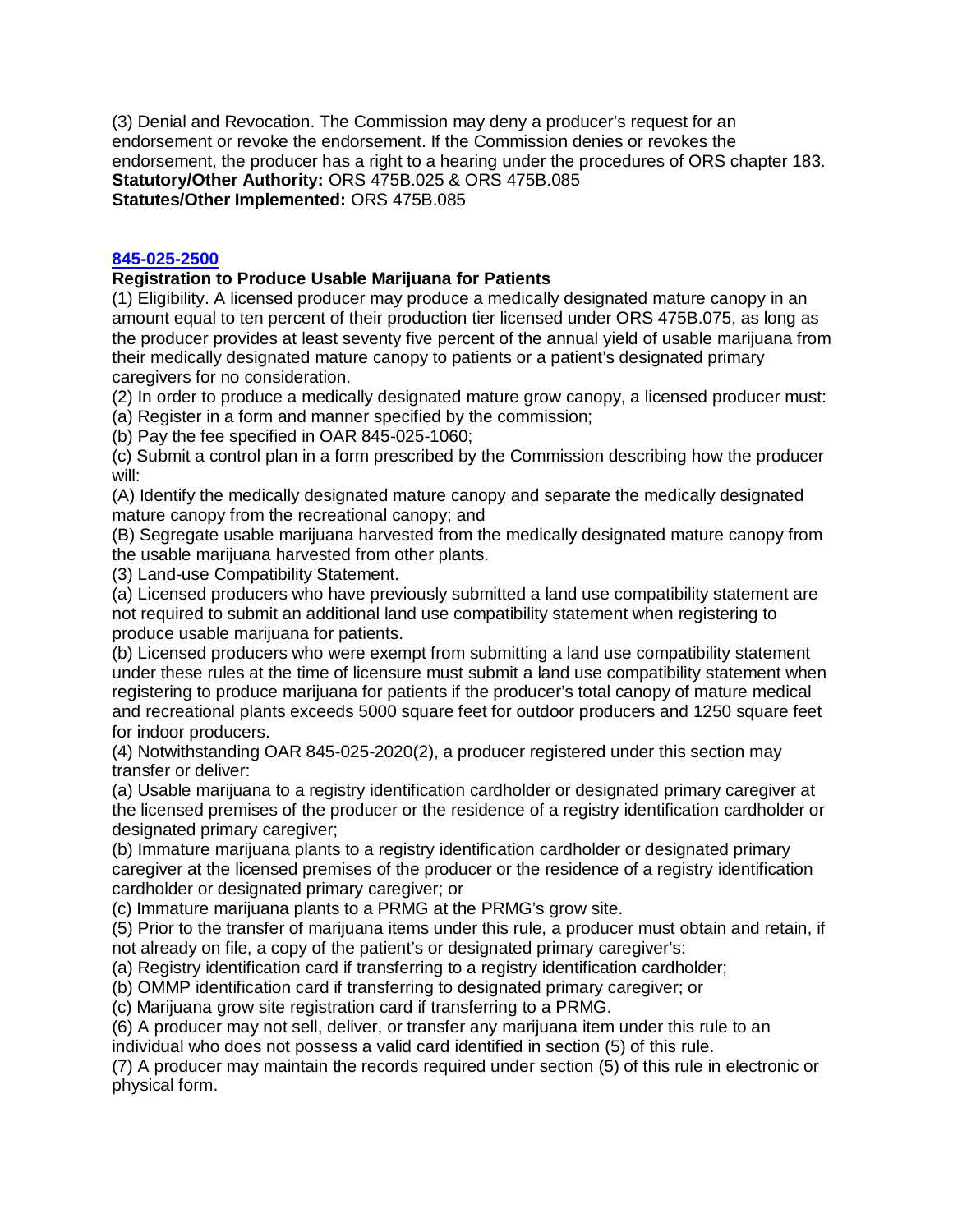(3) Denial and Revocation. The Commission may deny a producer's request for an endorsement or revoke the endorsement. If the Commission denies or revokes the endorsement, the producer has a right to a hearing under the procedures of ORS chapter 183.
**Statutory/Other Authority:** ORS 475B.025 & ORS 475B.085
**Statutes/Other Implemented:** ORS 475B.085

**845-025-2500**
**Registration to Produce Usable Marijuana for Patients**
(1) Eligibility. A licensed producer may produce a medically designated mature canopy in an amount equal to ten percent of their production tier licensed under ORS 475B.075, as long as the producer provides at least seventy five percent of the annual yield of usable marijuana from their medically designated mature canopy to patients or a patient's designated primary caregivers for no consideration.
(2) In order to produce a medically designated mature grow canopy, a licensed producer must:
(a) Register in a form and manner specified by the commission;
(b) Pay the fee specified in OAR 845-025-1060;
(c) Submit a control plan in a form prescribed by the Commission describing how the producer will:
(A) Identify the medically designated mature canopy and separate the medically designated mature canopy from the recreational canopy; and
(B) Segregate usable marijuana harvested from the medically designated mature canopy from the usable marijuana harvested from other plants.
(3) Land-use Compatibility Statement.
(a) Licensed producers who have previously submitted a land use compatibility statement are not required to submit an additional land use compatibility statement when registering to produce usable marijuana for patients.
(b) Licensed producers who were exempt from submitting a land use compatibility statement under these rules at the time of licensure must submit a land use compatibility statement when registering to produce marijuana for patients if the producer's total canopy of mature medical and recreational plants exceeds 5000 square feet for outdoor producers and 1250 square feet for indoor producers.
(4) Notwithstanding OAR 845-025-2020(2), a producer registered under this section may transfer or deliver:
(a) Usable marijuana to a registry identification cardholder or designated primary caregiver at the licensed premises of the producer or the residence of a registry identification cardholder or designated primary caregiver;
(b) Immature marijuana plants to a registry identification cardholder or designated primary caregiver at the licensed premises of the producer or the residence of a registry identification cardholder or designated primary caregiver; or
(c) Immature marijuana plants to a PRMG at the PRMG's grow site.
(5) Prior to the transfer of marijuana items under this rule, a producer must obtain and retain, if not already on file, a copy of the patient's or designated primary caregiver's:
(a) Registry identification card if transferring to a registry identification cardholder;
(b) OMMP identification card if transferring to designated primary caregiver; or
(c) Marijuana grow site registration card if transferring to a PRMG.
(6) A producer may not sell, deliver, or transfer any marijuana item under this rule to an individual who does not possess a valid card identified in section (5) of this rule.
(7) A producer may maintain the records required under section (5) of this rule in electronic or physical form.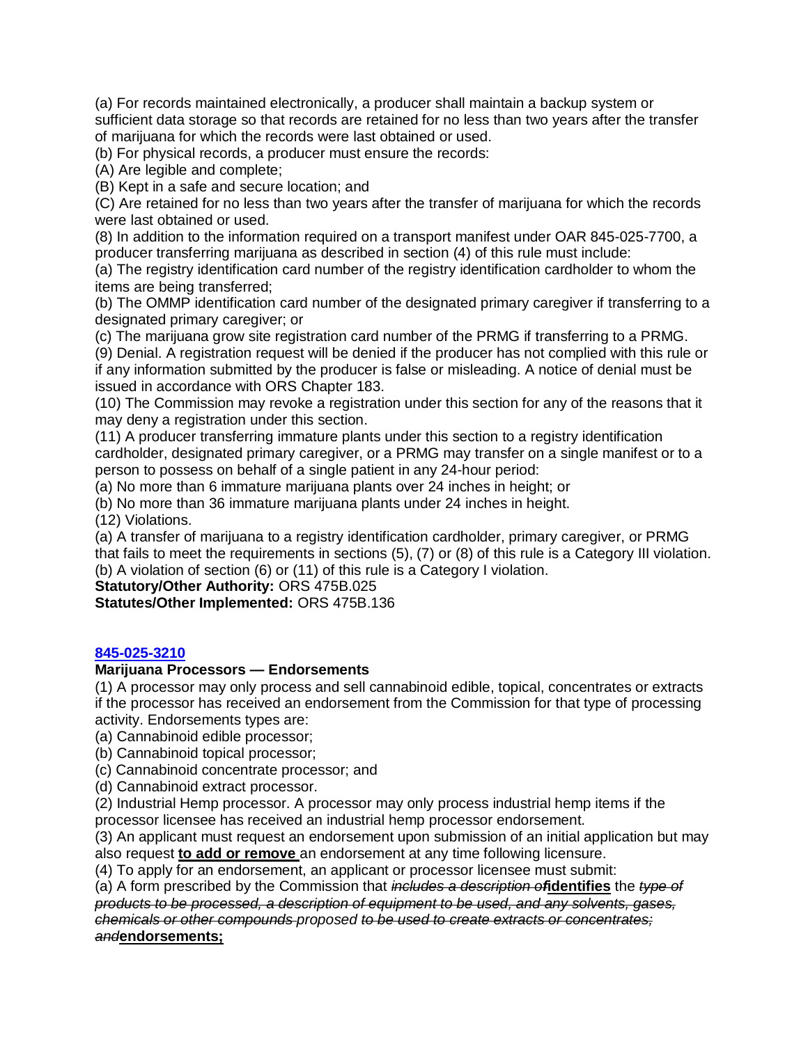(a) For records maintained electronically, a producer shall maintain a backup system or sufficient data storage so that records are retained for no less than two years after the transfer of marijuana for which the records were last obtained or used.

(b) For physical records, a producer must ensure the records:

(A) Are legible and complete;

(B) Kept in a safe and secure location; and

(C) Are retained for no less than two years after the transfer of marijuana for which the records were last obtained or used.

(8) In addition to the information required on a transport manifest under OAR 845-025-7700, a producer transferring marijuana as described in section (4) of this rule must include:

(a) The registry identification card number of the registry identification cardholder to whom the items are being transferred;

(b) The OMMP identification card number of the designated primary caregiver if transferring to a designated primary caregiver; or

(c) The marijuana grow site registration card number of the PRMG if transferring to a PRMG.

(9) Denial. A registration request will be denied if the producer has not complied with this rule or if any information submitted by the producer is false or misleading. A notice of denial must be issued in accordance with ORS Chapter 183.

(10) The Commission may revoke a registration under this section for any of the reasons that it may deny a registration under this section.

(11) A producer transferring immature plants under this section to a registry identification cardholder, designated primary caregiver, or a PRMG may transfer on a single manifest or to a person to possess on behalf of a single patient in any 24-hour period:

(a) No more than 6 immature marijuana plants over 24 inches in height; or

(b) No more than 36 immature marijuana plants under 24 inches in height.

(12) Violations.

(a) A transfer of marijuana to a registry identification cardholder, primary caregiver, or PRMG that fails to meet the requirements in sections (5), (7) or (8) of this rule is a Category III violation.

(b) A violation of section (6) or (11) of this rule is a Category I violation.

**Statutory/Other Authority:** ORS 475B.025

**Statutes/Other Implemented:** ORS 475B.136

### [845-025-3210]

**Marijuana Processors — Endorsements**

(1) A processor may only process and sell cannabinoid edible, topical, concentrates or extracts if the processor has received an endorsement from the Commission for that type of processing activity. Endorsements types are:

(a) Cannabinoid edible processor;

(b) Cannabinoid topical processor;

(c) Cannabinoid concentrate processor; and

(d) Cannabinoid extract processor.

(2) Industrial Hemp processor. A processor may only process industrial hemp items if the processor licensee has received an industrial hemp processor endorsement.

(3) An applicant must request an endorsement upon submission of an initial application but may also request **to add or remove** an endorsement at any time following licensure.

(4) To apply for an endorsement, an applicant or processor licensee must submit:

(a) A form prescribed by the Commission that ~~*includes a description of*~~**identifies** the ~~*type of products to be processed, a description of equipment to be used, and any solvents, gases, chemicals or other compounds*~~ *proposed* ~~*to be used to create extracts or concentrates; and*~~**endorsements;**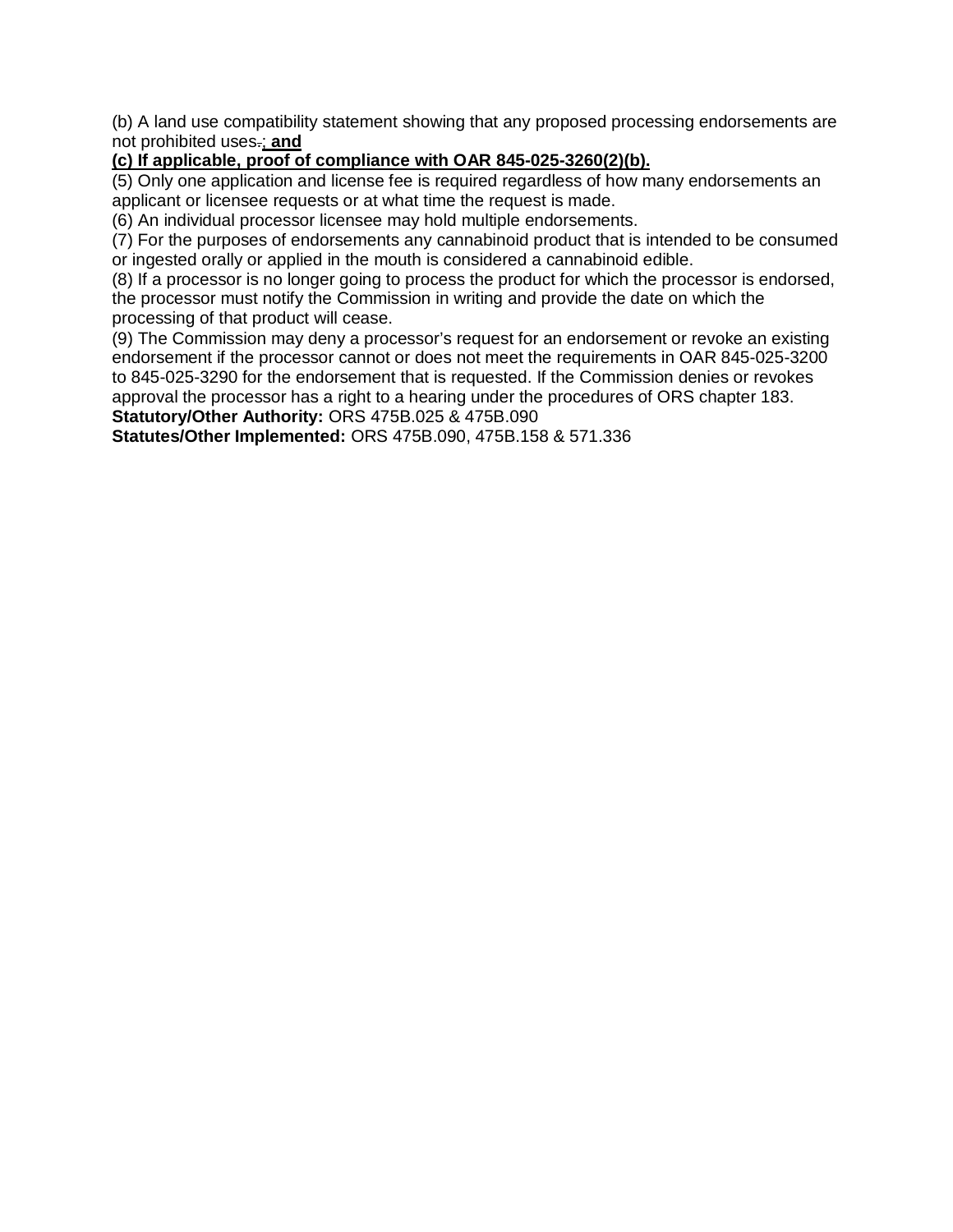(b) A land use compatibility statement showing that any proposed processing endorsements are not prohibited uses~~.~~**; and**

**(c) If applicable, proof of compliance with OAR 845-025-3260(2)(b).**

(5) Only one application and license fee is required regardless of how many endorsements an applicant or licensee requests or at what time the request is made.

(6) An individual processor licensee may hold multiple endorsements.

(7) For the purposes of endorsements any cannabinoid product that is intended to be consumed or ingested orally or applied in the mouth is considered a cannabinoid edible.

(8) If a processor is no longer going to process the product for which the processor is endorsed, the processor must notify the Commission in writing and provide the date on which the processing of that product will cease.

(9) The Commission may deny a processor's request for an endorsement or revoke an existing endorsement if the processor cannot or does not meet the requirements in OAR 845-025-3200 to 845-025-3290 for the endorsement that is requested. If the Commission denies or revokes approval the processor has a right to a hearing under the procedures of ORS chapter 183.

**Statutory/Other Authority:** ORS 475B.025 & 475B.090

**Statutes/Other Implemented:** ORS 475B.090, 475B.158 & 571.336